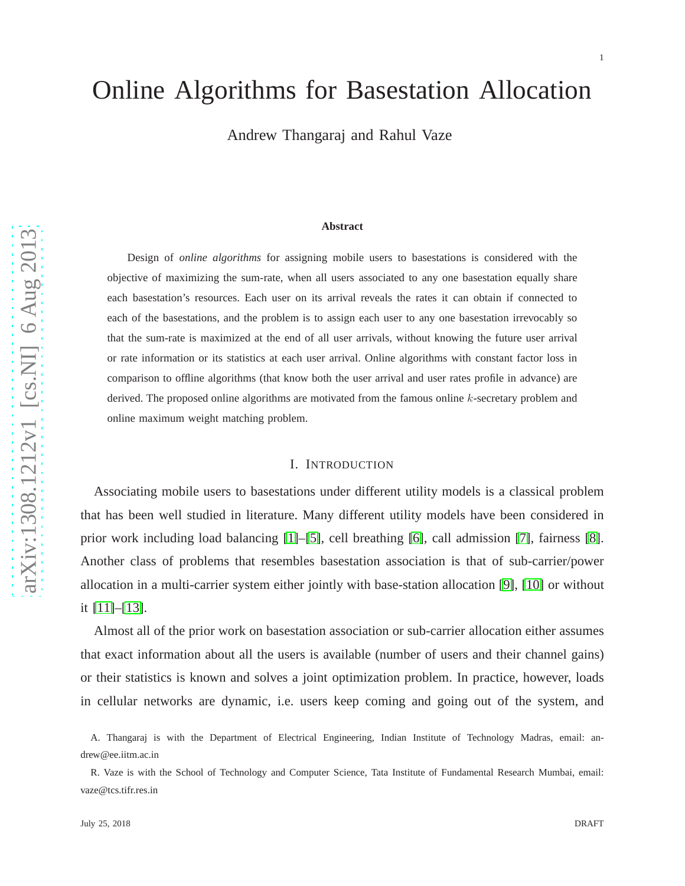# Online Algorithms for Basestation Allocation

Andrew Thangaraj and Rahul Vaze

**Abstract**

Design of *online algorithms* for assigning mobile users to basestations is considered with the objective of maximizing the sum-rate, when all users associated to any one basestation equally share each basestation's resources. Each user on its arrival reveals the rates it can obtain if connected to each of the basestations, and the problem is to assign each user to any one basestation irrevocably so that the sum-rate is maximized at the end of all user arrivals, without knowing the future user arrival or rate information or its statistics at each user arrival. Online algorithms with constant factor loss in comparison to offline algorithms (that know both the user arrival and user rates profile in advance) are derived. The proposed online algorithms are motivated from the famous online $k$-secretary problem and online maximum weight matching problem.

## I. Introduction

Associating mobile users to basestations under different utility models is a classical problem that has been well studied in literature. Many different utility models have been considered in prior work including load balancing [1]–[5], cell breathing [6], call admission [7], fairness [8]. Another class of problems that resembles basestation association is that of sub-carrier/power allocation in a multi-carrier system either jointly with base-station allocation [9], [10] or without it [11]–[13].

Almost all of the prior work on basestation association or sub-carrier allocation either assumes that exact information about all the users is available (number of users and their channel gains) or their statistics is known and solves a joint optimization problem. In practice, however, loads in cellular networks are dynamic, i.e. users keep coming and going out of the system, and

A. Thangaraj is with the Department of Electrical Engineering, Indian Institute of Technology Madras, email: andrew@ee.iitm.ac.in

R. Vaze is with the School of Technology and Computer Science, Tata Institute of Fundamental Research Mumbai, email: vaze@tcs.tifr.res.in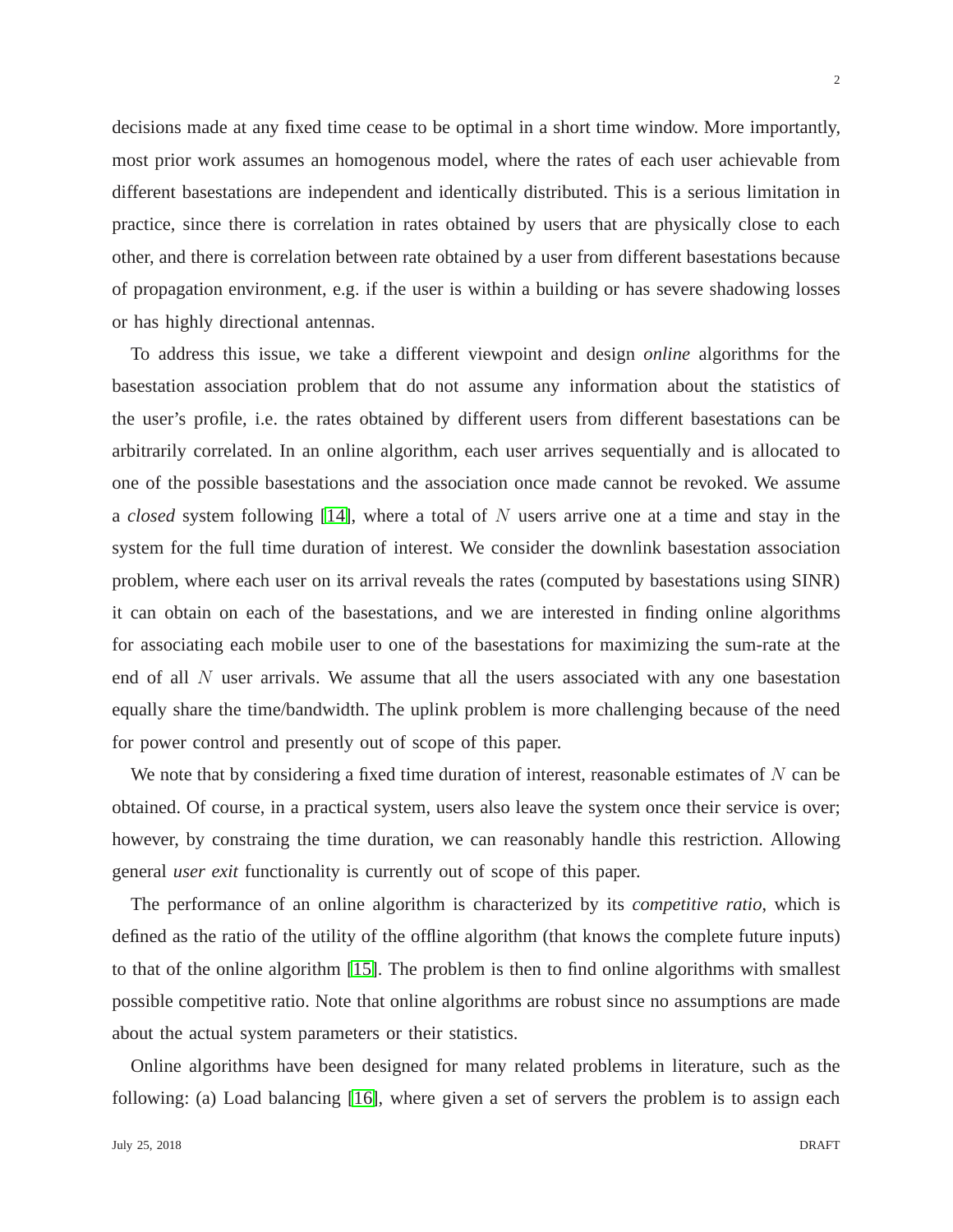decisions made at any fixed time cease to be optimal in a short time window. More importantly, most prior work assumes an homogenous model, where the rates of each user achievable from different basestations are independent and identically distributed. This is a serious limitation in practice, since there is correlation in rates obtained by users that are physically close to each other, and there is correlation between rate obtained by a user from different basestations because of propagation environment, e.g. if the user is within a building or has severe shadowing losses or has highly directional antennas.

To address this issue, we take a different viewpoint and design *online* algorithms for the basestation association problem that do not assume any information about the statistics of the user's profile, i.e. the rates obtained by different users from different basestations can be arbitrarily correlated. In an online algorithm, each user arrives sequentially and is allocated to one of the possible basestations and the association once made cannot be revoked. We assume a *closed* system following [14], where a total of $N$ users arrive one at a time and stay in the system for the full time duration of interest. We consider the downlink basestation association problem, where each user on its arrival reveals the rates (computed by basestations using SINR) it can obtain on each of the basestations, and we are interested in finding online algorithms for associating each mobile user to one of the basestations for maximizing the sum-rate at the end of all $N$ user arrivals. We assume that all the users associated with any one basestation equally share the time/bandwidth. The uplink problem is more challenging because of the need for power control and presently out of scope of this paper.

We note that by considering a fixed time duration of interest, reasonable estimates of $N$ can be obtained. Of course, in a practical system, users also leave the system once their service is over; however, by constraing the time duration, we can reasonably handle this restriction. Allowing general *user exit* functionality is currently out of scope of this paper.

The performance of an online algorithm is characterized by its *competitive ratio*, which is defined as the ratio of the utility of the offline algorithm (that knows the complete future inputs) to that of the online algorithm [15]. The problem is then to find online algorithms with smallest possible competitive ratio. Note that online algorithms are robust since no assumptions are made about the actual system parameters or their statistics.

Online algorithms have been designed for many related problems in literature, such as the following: (a) Load balancing [16], where given a set of servers the problem is to assign each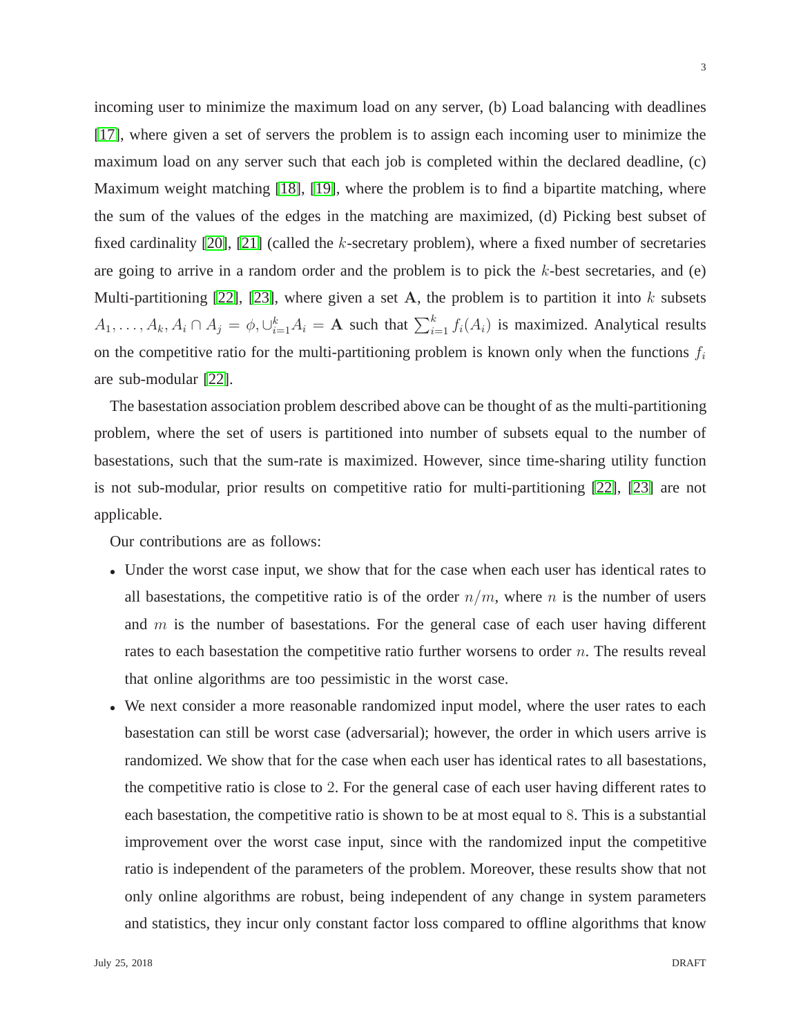incoming user to minimize the maximum load on any server, (b) Load balancing with deadlines [17], where given a set of servers the problem is to assign each incoming user to minimize the maximum load on any server such that each job is completed within the declared deadline, (c) Maximum weight matching [18], [19], where the problem is to find a bipartite matching, where the sum of the values of the edges in the matching are maximized, (d) Picking best subset of fixed cardinality [20], [21] (called the $k$-secretary problem), where a fixed number of secretaries are going to arrive in a random order and the problem is to pick the $k$-best secretaries, and (e) Multi-partitioning [22], [23], where given a set $\mathbf{A}$, the problem is to partition it into $k$ subsets $A_1, \ldots, A_k, A_i \cap A_j = \phi, \cup_{i=1}^{k} A_i = \mathbf{A}$ such that $\sum_{i=1}^{k} f_i(A_i)$ is maximized. Analytical results on the competitive ratio for the multi-partitioning problem is known only when the functions $f_i$ are sub-modular [22].

The basestation association problem described above can be thought of as the multi-partitioning problem, where the set of users is partitioned into number of subsets equal to the number of basestations, such that the sum-rate is maximized. However, since time-sharing utility function is not sub-modular, prior results on competitive ratio for multi-partitioning [22], [23] are not applicable.

Our contributions are as follows:

- Under the worst case input, we show that for the case when each user has identical rates to all basestations, the competitive ratio is of the order $n/m$, where $n$ is the number of users and $m$ is the number of basestations. For the general case of each user having different rates to each basestation the competitive ratio further worsens to order $n$. The results reveal that online algorithms are too pessimistic in the worst case.
- We next consider a more reasonable randomized input model, where the user rates to each basestation can still be worst case (adversarial); however, the order in which users arrive is randomized. We show that for the case when each user has identical rates to all basestations, the competitive ratio is close to 2. For the general case of each user having different rates to each basestation, the competitive ratio is shown to be at most equal to 8. This is a substantial improvement over the worst case input, since with the randomized input the competitive ratio is independent of the parameters of the problem. Moreover, these results show that not only online algorithms are robust, being independent of any change in system parameters and statistics, they incur only constant factor loss compared to offline algorithms that know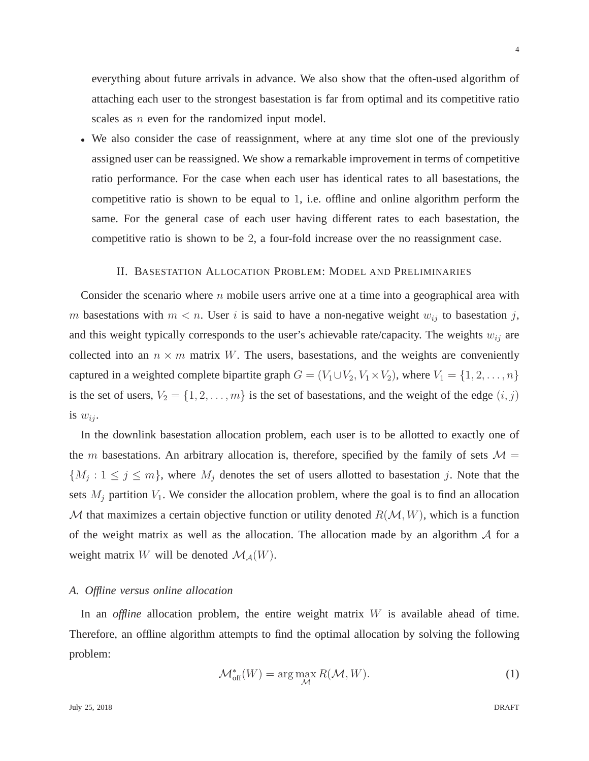everything about future arrivals in advance. We also show that the often-used algorithm of attaching each user to the strongest basestation is far from optimal and its competitive ratio scales as $n$ even for the randomized input model.

- We also consider the case of reassignment, where at any time slot one of the previously assigned user can be reassigned. We show a remarkable improvement in terms of competitive ratio performance. For the case when each user has identical rates to all basestations, the competitive ratio is shown to be equal to $1$, i.e. offline and online algorithm perform the same. For the general case of each user having different rates to each basestation, the competitive ratio is shown to be $2$, a four-fold increase over the no reassignment case.

## II. Basestation Allocation Problem: Model and Preliminaries

Consider the scenario where $n$ mobile users arrive one at a time into a geographical area with $m$ basestations with $m < n$. User $i$ is said to have a non-negative weight $w_{ij}$ to basestation $j$, and this weight typically corresponds to the user's achievable rate/capacity. The weights $w_{ij}$ are collected into an $n \times m$ matrix $W$. The users, basestations, and the weights are conveniently captured in a weighted complete bipartite graph $G = (V_1 \cup V_2, V_1 \times V_2)$, where $V_1 = \{1, 2, \ldots, n\}$ is the set of users, $V_2 = \{1, 2, \ldots, m\}$ is the set of basestations, and the weight of the edge $(i, j)$ is $w_{ij}$.

In the downlink basestation allocation problem, each user is to be allotted to exactly one of the $m$ basestations. An arbitrary allocation is, therefore, specified by the family of sets $\mathcal{M} = \{M_j : 1 \leq j \leq m\}$, where $M_j$ denotes the set of users allotted to basestation $j$. Note that the sets $M_j$ partition $V_1$. We consider the allocation problem, where the goal is to find an allocation $\mathcal{M}$ that maximizes a certain objective function or utility denoted $R(\mathcal{M}, W)$, which is a function of the weight matrix as well as the allocation. The allocation made by an algorithm $\mathcal{A}$ for a weight matrix $W$ will be denoted $\mathcal{M}_{\mathcal{A}}(W)$.

### A. Offline versus online allocation

In an *offline* allocation problem, the entire weight matrix $W$ is available ahead of time. Therefore, an offline algorithm attempts to find the optimal allocation by solving the following problem:

$$\mathcal{M}^*_{\text{off}}(W) = \arg\max_{\mathcal{M}} R(\mathcal{M}, W). \tag{1}$$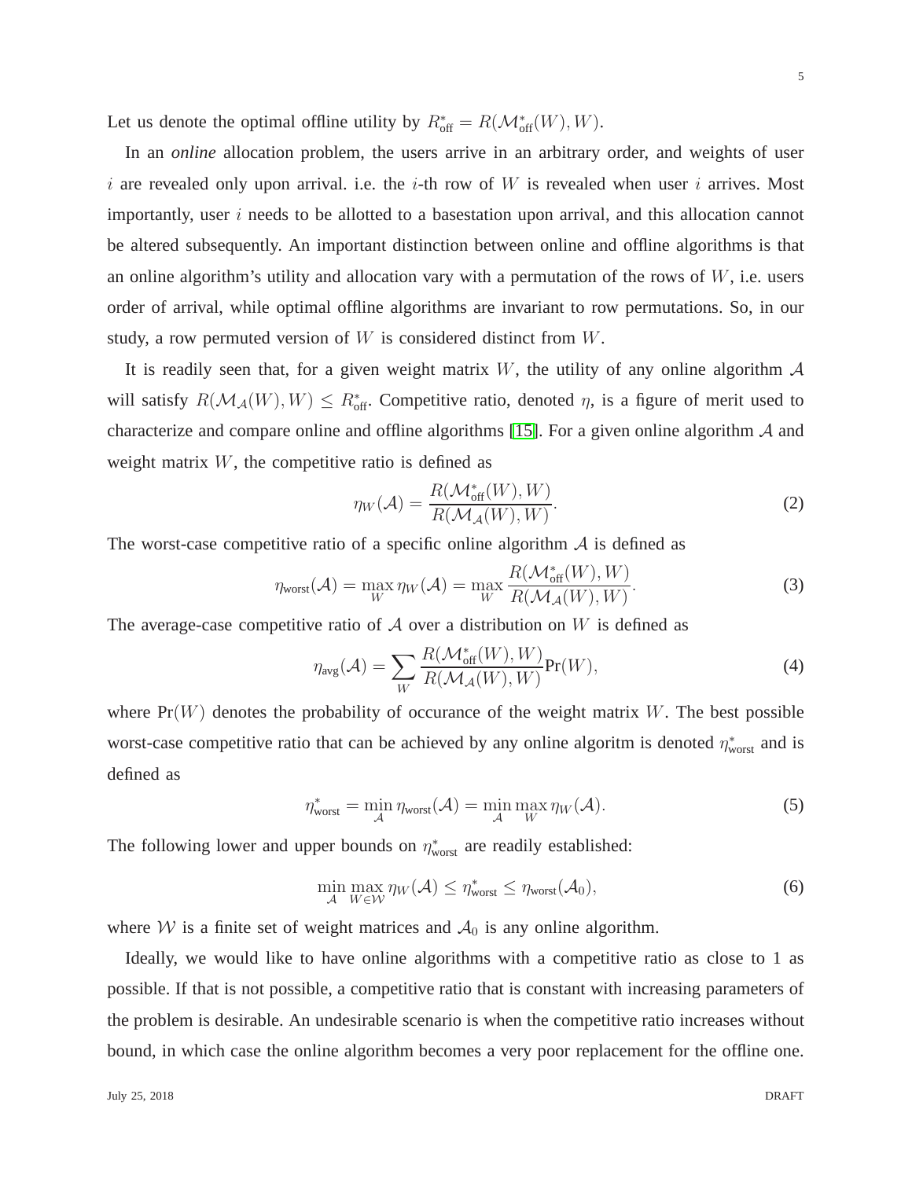Let us denote the optimal offline utility by $R^*_{\text{off}} = R(\mathcal{M}^*_{\text{off}}(W), W)$.

In an *online* allocation problem, the users arrive in an arbitrary order, and weights of user $i$ are revealed only upon arrival. i.e. the $i$-th row of $W$ is revealed when user $i$ arrives. Most importantly, user $i$ needs to be allotted to a basestation upon arrival, and this allocation cannot be altered subsequently. An important distinction between online and offline algorithms is that an online algorithm's utility and allocation vary with a permutation of the rows of $W$, i.e. users order of arrival, while optimal offline algorithms are invariant to row permutations. So, in our study, a row permuted version of $W$ is considered distinct from $W$.

It is readily seen that, for a given weight matrix $W$, the utility of any online algorithm $\mathcal{A}$ will satisfy $R(\mathcal{M}_{\mathcal{A}}(W), W) \leq R^*_{\text{off}}$. Competitive ratio, denoted $\eta$, is a figure of merit used to characterize and compare online and offline algorithms [15]. For a given online algorithm $\mathcal{A}$ and weight matrix $W$, the competitive ratio is defined as

$$\eta_W(\mathcal{A}) = \frac{R(\mathcal{M}^*_{\text{off}}(W), W)}{R(\mathcal{M}_{\mathcal{A}}(W), W)}. \tag{2}$$

The worst-case competitive ratio of a specific online algorithm $\mathcal{A}$ is defined as

$$\eta_{\text{worst}}(\mathcal{A}) = \max_W \eta_W(\mathcal{A}) = \max_W \frac{R(\mathcal{M}^*_{\text{off}}(W), W)}{R(\mathcal{M}_{\mathcal{A}}(W), W)}. \tag{3}$$

The average-case competitive ratio of $\mathcal{A}$ over a distribution on $W$ is defined as

$$\eta_{\text{avg}}(\mathcal{A}) = \sum_W \frac{R(\mathcal{M}^*_{\text{off}}(W), W)}{R(\mathcal{M}_{\mathcal{A}}(W), W)} \Pr(W), \tag{4}$$

where $\Pr(W)$ denotes the probability of occurance of the weight matrix $W$. The best possible worst-case competitive ratio that can be achieved by any online algoritm is denoted $\eta^*_{\text{worst}}$ and is defined as

$$\eta^*_{\text{worst}} = \min_{\mathcal{A}} \eta_{\text{worst}}(\mathcal{A}) = \min_{\mathcal{A}} \max_W \eta_W(\mathcal{A}). \tag{5}$$

The following lower and upper bounds on $\eta^*_{\text{worst}}$ are readily established:

$$\min_{\mathcal{A}} \max_{W \in \mathcal{W}} \eta_W(\mathcal{A}) \leq \eta^*_{\text{worst}} \leq \eta_{\text{worst}}(\mathcal{A}_0), \tag{6}$$

where $\mathcal{W}$ is a finite set of weight matrices and $\mathcal{A}_0$ is any online algorithm.

Ideally, we would like to have online algorithms with a competitive ratio as close to 1 as possible. If that is not possible, a competitive ratio that is constant with increasing parameters of the problem is desirable. An undesirable scenario is when the competitive ratio increases without bound, in which case the online algorithm becomes a very poor replacement for the offline one.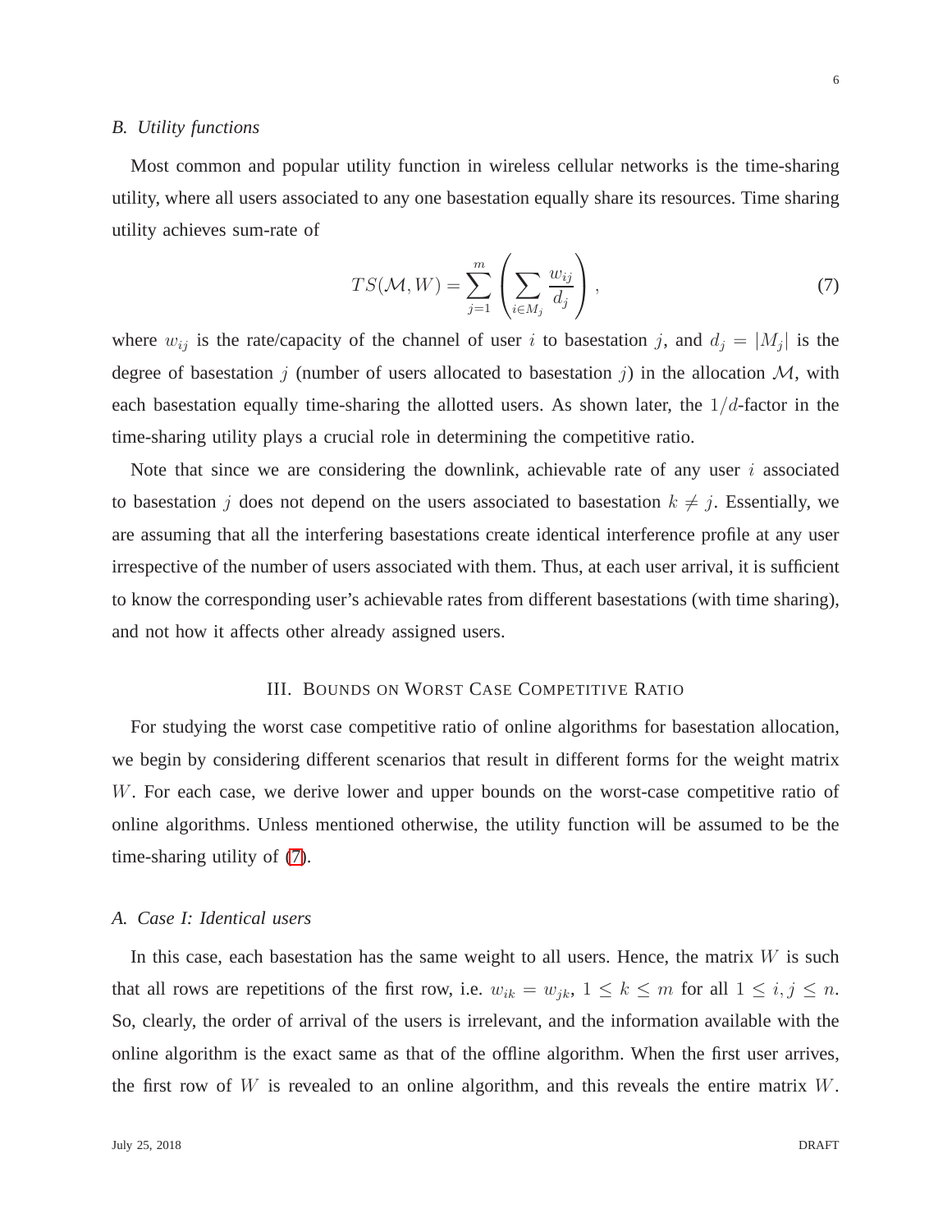### B. Utility functions

Most common and popular utility function in wireless cellular networks is the time-sharing utility, where all users associated to any one basestation equally share its resources. Time sharing utility achieves sum-rate of

$$TS(\mathcal{M}, W) = \sum_{j=1}^{m} \left( \sum_{i \in M_j} \frac{w_{ij}}{d_j} \right), \tag{7}$$

where $w_{ij}$ is the rate/capacity of the channel of user $i$ to basestation $j$, and $d_j = |M_j|$ is the degree of basestation $j$ (number of users allocated to basestation $j$) in the allocation $\mathcal{M}$, with each basestation equally time-sharing the allotted users. As shown later, the $1/d$-factor in the time-sharing utility plays a crucial role in determining the competitive ratio.

Note that since we are considering the downlink, achievable rate of any user $i$ associated to basestation $j$ does not depend on the users associated to basestation $k \neq j$. Essentially, we are assuming that all the interfering basestations create identical interference profile at any user irrespective of the number of users associated with them. Thus, at each user arrival, it is sufficient to know the corresponding user's achievable rates from different basestations (with time sharing), and not how it affects other already assigned users.

## III. Bounds on Worst Case Competitive Ratio

For studying the worst case competitive ratio of online algorithms for basestation allocation, we begin by considering different scenarios that result in different forms for the weight matrix $W$. For each case, we derive lower and upper bounds on the worst-case competitive ratio of online algorithms. Unless mentioned otherwise, the utility function will be assumed to be the time-sharing utility of (7).

### A. Case I: Identical users

In this case, each basestation has the same weight to all users. Hence, the matrix $W$ is such that all rows are repetitions of the first row, i.e. $w_{ik} = w_{jk}$, $1 \leq k \leq m$ for all $1 \leq i, j \leq n$. So, clearly, the order of arrival of the users is irrelevant, and the information available with the online algorithm is the exact same as that of the offline algorithm. When the first user arrives, the first row of $W$ is revealed to an online algorithm, and this reveals the entire matrix $W$.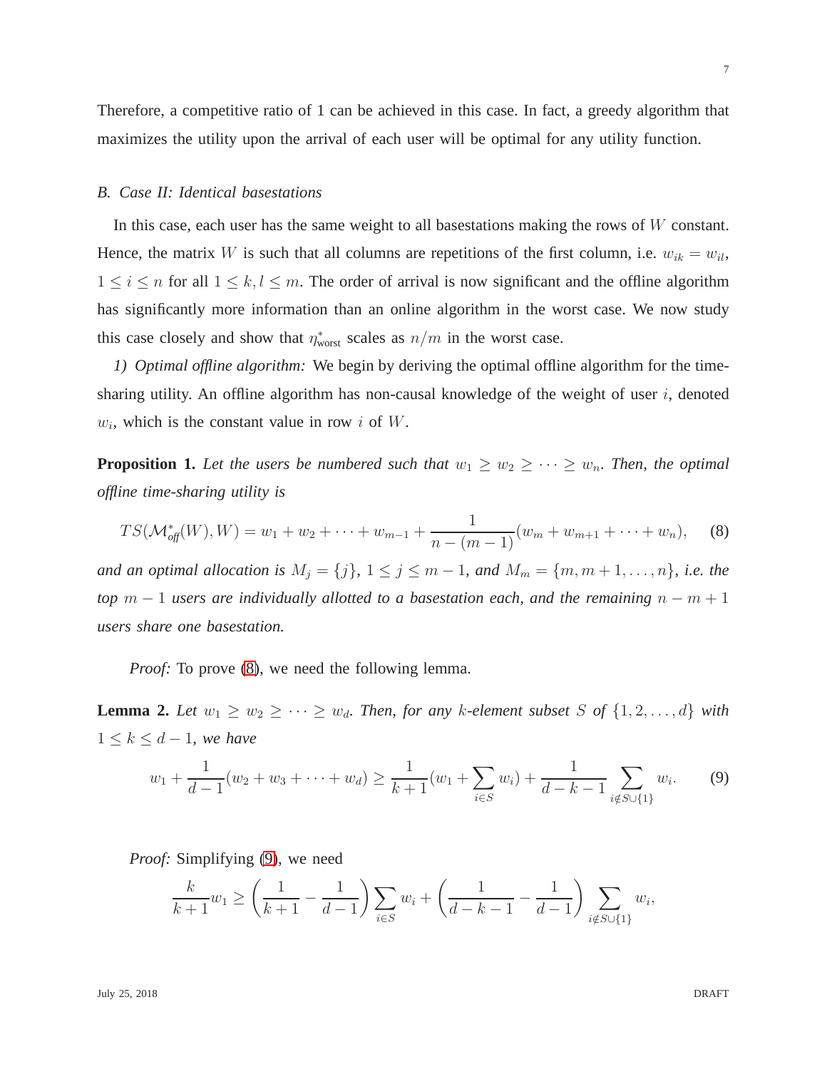Therefore, a competitive ratio of 1 can be achieved in this case. In fact, a greedy algorithm that maximizes the utility upon the arrival of each user will be optimal for any utility function.

### *B. Case II: Identical basestations*

In this case, each user has the same weight to all basestations making the rows of $W$ constant. Hence, the matrix $W$ is such that all columns are repetitions of the first column, i.e. $w_{ik} = w_{il}$, $1 \leq i \leq n$ for all $1 \leq k, l \leq m$. The order of arrival is now significant and the offline algorithm has significantly more information than an online algorithm in the worst case. We now study this case closely and show that $\eta^*_{\text{worst}}$ scales as $n/m$ in the worst case.

*1) Optimal offline algorithm:* We begin by deriving the optimal offline algorithm for the time-sharing utility. An offline algorithm has non-causal knowledge of the weight of user $i$, denoted $w_i$, which is the constant value in row $i$ of $W$.

**Proposition 1.** *Let the users be numbered such that $w_1 \geq w_2 \geq \cdots \geq w_n$. Then, the optimal offline time-sharing utility is*

$$TS(\mathcal{M}^*_{\text{off}}(W), W) = w_1 + w_2 + \cdots + w_{m-1} + \frac{1}{n-(m-1)}(w_m + w_{m+1} + \cdots + w_n), \tag{8}$$

*and an optimal allocation is $M_j = \{j\}$, $1 \leq j \leq m-1$, and $M_m = \{m, m+1, \ldots, n\}$, i.e. the top $m-1$ users are individually allotted to a basestation each, and the remaining $n-m+1$ users share one basestation.*

*Proof:* To prove (8), we need the following lemma.

**Lemma 2.** *Let $w_1 \geq w_2 \geq \cdots \geq w_d$. Then, for any $k$-element subset $S$ of $\{1, 2, \ldots, d\}$ with $1 \leq k \leq d-1$, we have*

$$w_1 + \frac{1}{d-1}(w_2 + w_3 + \cdots + w_d) \geq \frac{1}{k+1}(w_1 + \sum_{i \in S} w_i) + \frac{1}{d-k-1} \sum_{i \notin S \cup \{1\}} w_i. \tag{9}$$

*Proof:* Simplifying (9), we need

$$\frac{k}{k+1} w_1 \geq \left(\frac{1}{k+1} - \frac{1}{d-1}\right) \sum_{i \in S} w_i + \left(\frac{1}{d-k-1} - \frac{1}{d-1}\right) \sum_{i \notin S \cup \{1\}} w_i,$$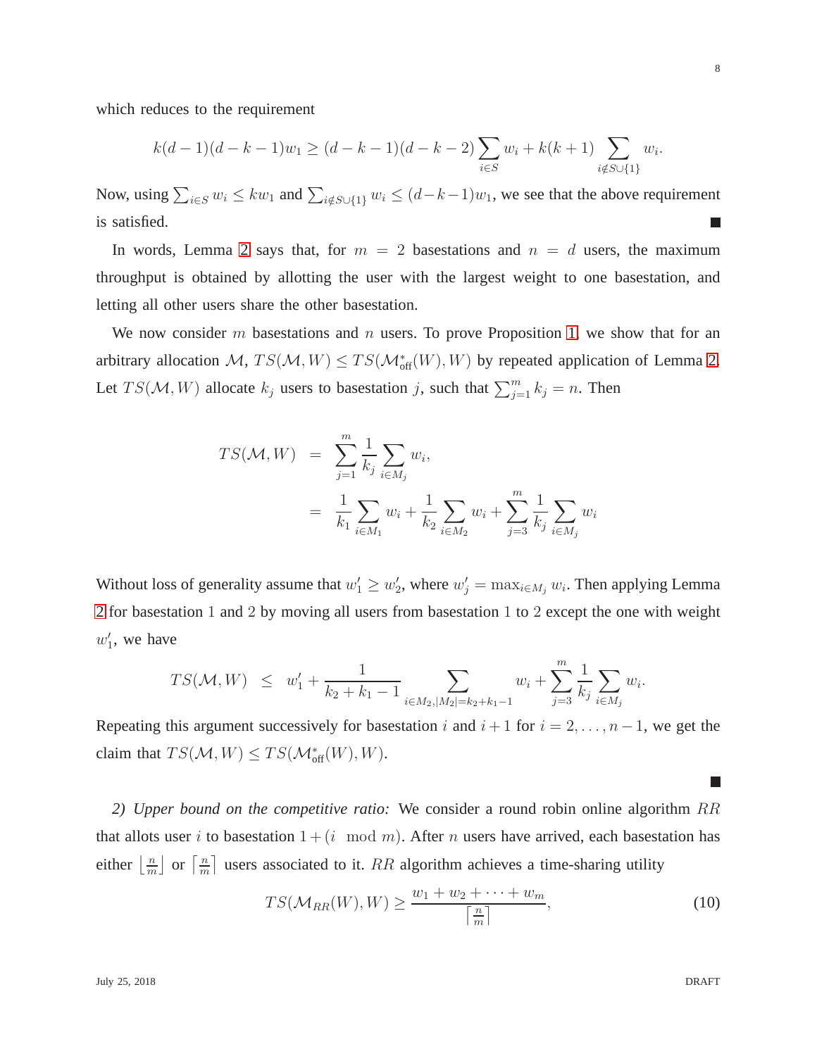which reduces to the requirement

$$k(d-1)(d-k-1)w_1 \geq (d-k-1)(d-k-2)\sum_{i\in S} w_i + k(k+1)\sum_{i \notin S\cup\{1\}} w_i.$$

Now, using $\sum_{i\in S} w_i \leq k w_1$ and $\sum_{i\notin S\cup\{1\}} w_i \leq (d-k-1)w_1$, we see that the above requirement is satisfied. ■

In words, Lemma 2 says that, for $m = 2$ basestations and $n = d$ users, the maximum throughput is obtained by allotting the user with the largest weight to one basestation, and letting all other users share the other basestation.

We now consider $m$ basestations and $n$ users. To prove Proposition 1, we show that for an arbitrary allocation $\mathcal{M}$, $TS(\mathcal{M}, W) \leq TS(\mathcal{M}^*_{\text{off}}(W), W)$ by repeated application of Lemma 2. Let $TS(\mathcal{M}, W)$ allocate $k_j$ users to basestation $j$, such that $\sum_{j=1}^m k_j = n$. Then

$$\begin{aligned} TS(\mathcal{M}, W) &= \sum_{j=1}^m \frac{1}{k_j}\sum_{i\in M_j} w_i, \\ &= \frac{1}{k_1}\sum_{i\in M_1} w_i + \frac{1}{k_2}\sum_{i\in M_2} w_i + \sum_{j=3}^m \frac{1}{k_j}\sum_{i\in M_j} w_i \end{aligned}$$

Without loss of generality assume that $w'_1 \geq w'_2$, where $w'_j = \max_{i\in M_j} w_i$. Then applying Lemma 2 for basestation 1 and 2 by moving all users from basestation 1 to 2 except the one with weight $w'_1$, we have

$$TS(\mathcal{M}, W) \;\; \leq \;\; w'_1 + \frac{1}{k_2+k_1-1}\sum_{i\in M_2, |M_2|=k_2+k_1-1} w_i + \sum_{j=3}^m \frac{1}{k_j}\sum_{i\in M_j} w_i.$$

Repeating this argument successively for basestation $i$ and $i+1$ for $i = 2, \ldots, n-1$, we get the claim that $TS(\mathcal{M}, W) \leq TS(\mathcal{M}^*_{\text{off}}(W), W)$. ■

*2) Upper bound on the competitive ratio:* We consider a round robin online algorithm $RR$ that allots user $i$ to basestation $1 + (i \mod m)$. After $n$ users have arrived, each basestation has either $\left\lfloor \frac{n}{m} \right\rfloor$ or $\left\lceil \frac{n}{m} \right\rceil$ users associated to it. $RR$ algorithm achieves a time-sharing utility

$$TS(\mathcal{M}_{RR}(W), W) \geq \frac{w_1 + w_2 + \cdots + w_m}{\left\lceil \frac{n}{m} \right\rceil}, \tag{10}$$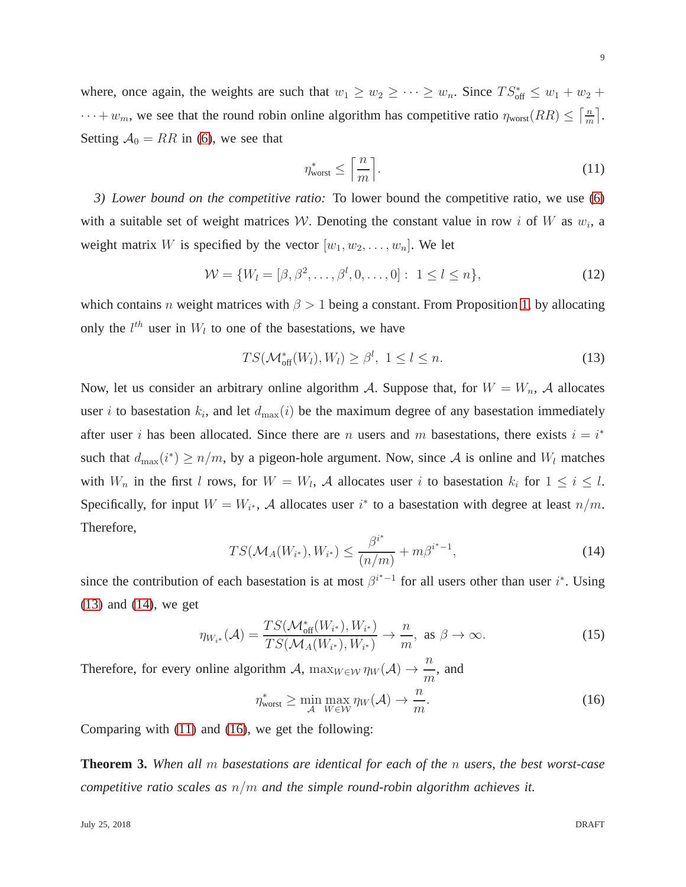where, once again, the weights are such that $w_1 \geq w_2 \geq \cdots \geq w_n$. Since $TS^*_{\text{off}} \leq w_1 + w_2 + \cdots + w_m$, we see that the round robin online algorithm has competitive ratio $\eta_{\text{worst}}(RR) \leq \left\lceil \frac{n}{m} \right\rceil$. Setting $\mathcal{A}_0 = RR$ in (6), we see that

$$\eta^*_{\text{worst}} \leq \left\lceil \frac{n}{m} \right\rceil. \tag{11}$$

*3) Lower bound on the competitive ratio:* To lower bound the competitive ratio, we use (6) with a suitable set of weight matrices $\mathcal{W}$. Denoting the constant value in row $i$ of $W$ as $w_i$, a weight matrix $W$ is specified by the vector $[w_1, w_2, \ldots, w_n]$. We let

$$\mathcal{W} = \{W_l = [\beta, \beta^2, \ldots, \beta^l, 0, \ldots, 0] : \ 1 \leq l \leq n\}, \tag{12}$$

which contains $n$ weight matrices with $\beta > 1$ being a constant. From Proposition 1, by allocating only the $l^{th}$ user in $W_l$ to one of the basestations, we have

$$TS(\mathcal{M}^*_{\text{off}}(W_l), W_l) \geq \beta^l, \ 1 \leq l \leq n. \tag{13}$$

Now, let us consider an arbitrary online algorithm $\mathcal{A}$. Suppose that, for $W = W_n$, $\mathcal{A}$ allocates user $i$ to basestation $k_i$, and let $d_{\max}(i)$ be the maximum degree of any basestation immediately after user $i$ has been allocated. Since there are $n$ users and $m$ basestations, there exists $i = i^*$ such that $d_{\max}(i^*) \geq n/m$, by a pigeon-hole argument. Now, since $\mathcal{A}$ is online and $W_l$ matches with $W_n$ in the first $l$ rows, for $W = W_l$, $\mathcal{A}$ allocates user $i$ to basestation $k_i$ for $1 \leq i \leq l$. Specifically, for input $W = W_{i^*}$, $\mathcal{A}$ allocates user $i^*$ to a basestation with degree at least $n/m$. Therefore,

$$TS(\mathcal{M}_A(W_{i^*}), W_{i^*}) \leq \frac{\beta^{i^*}}{(n/m)} + m\beta^{i^*-1}, \tag{14}$$

since the contribution of each basestation is at most $\beta^{i^*-1}$ for all users other than user $i^*$. Using (13) and (14), we get

$$\eta_{W_{i^*}}(\mathcal{A}) = \frac{TS(\mathcal{M}^*_{\text{off}}(W_{i^*}), W_{i^*})}{TS(\mathcal{M}_A(W_{i^*}), W_{i^*})} \to \frac{n}{m}, \ \text{as } \beta \to \infty. \tag{15}$$

Therefore, for every online algorithm $\mathcal{A}$, $\max_{W \in \mathcal{W}} \eta_W(\mathcal{A}) \to \frac{n}{m}$, and

$$\eta^*_{\text{worst}} \geq \min_{\mathcal{A}} \max_{W \in \mathcal{W}} \eta_W(\mathcal{A}) \to \frac{n}{m}. \tag{16}$$

Comparing with (11) and (16), we get the following:

**Theorem 3.** *When all $m$ basestations are identical for each of the $n$ users, the best worst-case competitive ratio scales as $n/m$ and the simple round-robin algorithm achieves it.*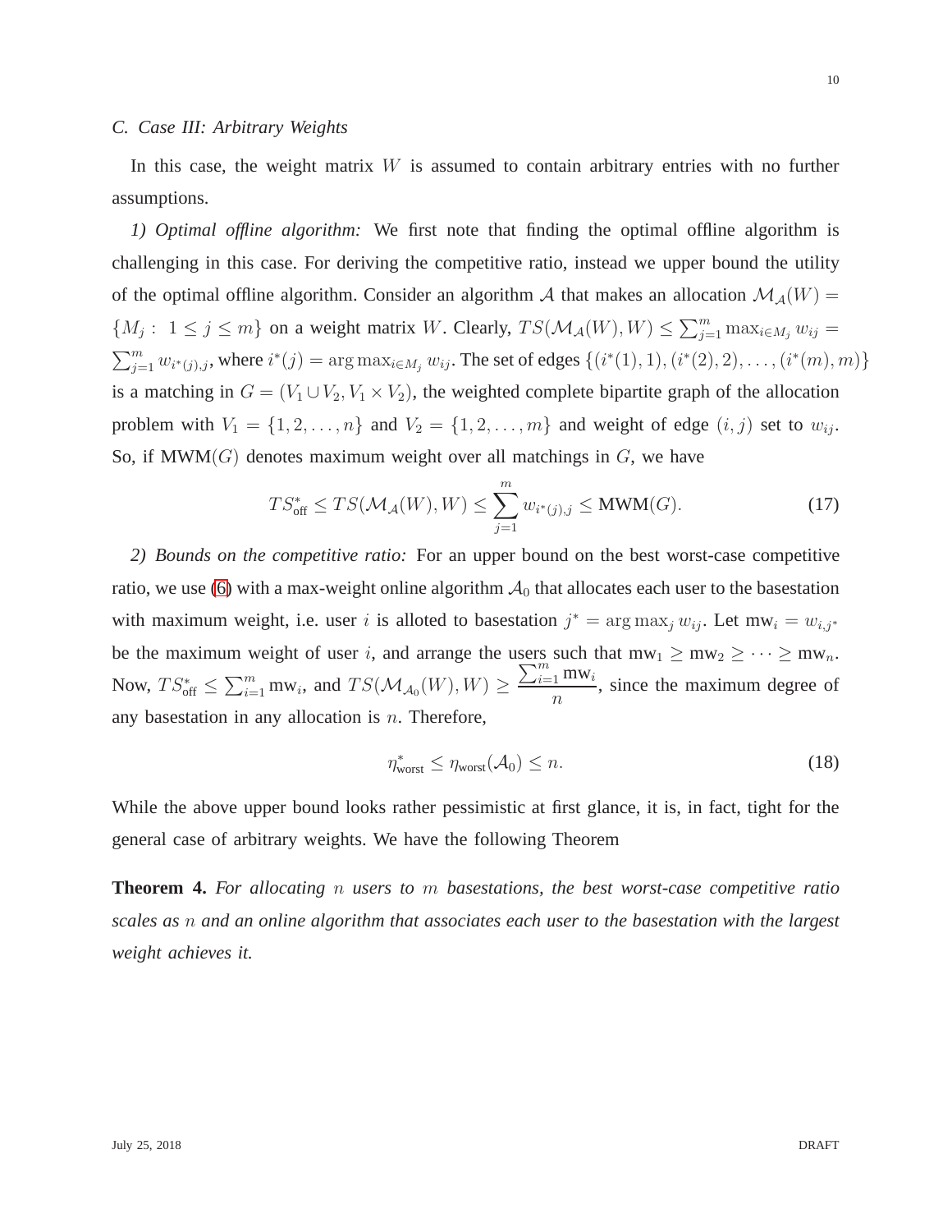### C. Case III: Arbitrary Weights

In this case, the weight matrix $W$ is assumed to contain arbitrary entries with no further assumptions.

*1) Optimal offline algorithm:* We first note that finding the optimal offline algorithm is challenging in this case. For deriving the competitive ratio, instead we upper bound the utility of the optimal offline algorithm. Consider an algorithm $\mathcal{A}$ that makes an allocation $\mathcal{M}_{\mathcal{A}}(W) = \{M_j : \ 1 \leq j \leq m\}$ on a weight matrix $W$. Clearly, $TS(\mathcal{M}_{\mathcal{A}}(W), W) \leq \sum_{j=1}^{m} \max_{i \in M_j} w_{ij} = \sum_{j=1}^{m} w_{i^*(j),j}$, where $i^*(j) = \arg\max_{i \in M_j} w_{ij}$. The set of edges $\{(i^*(1), 1), (i^*(2), 2), \ldots, (i^*(m), m)\}$ is a matching in $G = (V_1 \cup V_2, V_1 \times V_2)$, the weighted complete bipartite graph of the allocation problem with $V_1 = \{1, 2, \ldots, n\}$ and $V_2 = \{1, 2, \ldots, m\}$ and weight of edge $(i, j)$ set to $w_{ij}$. So, if $\text{MWM}(G)$ denotes maximum weight over all matchings in $G$, we have

$$TS^*_{\text{off}} \leq TS(\mathcal{M}_{\mathcal{A}}(W), W) \leq \sum_{j=1}^{m} w_{i^*(j),j} \leq \text{MWM}(G). \tag{17}$$

*2) Bounds on the competitive ratio:* For an upper bound on the best worst-case competitive ratio, we use (6) with a max-weight online algorithm $\mathcal{A}_0$ that allocates each user to the basestation with maximum weight, i.e. user $i$ is alloted to basestation $j^* = \arg\max_j w_{ij}$. Let $\text{mw}_i = w_{i,j^*}$ be the maximum weight of user $i$, and arrange the users such that $\text{mw}_1 \geq \text{mw}_2 \geq \cdots \geq \text{mw}_n$. Now, $TS^*_{\text{off}} \leq \sum_{i=1}^{m} \text{mw}_i$, and $TS(\mathcal{M}_{\mathcal{A}_0}(W), W) \geq \dfrac{\sum_{i=1}^{m} \text{mw}_i}{n}$, since the maximum degree of any basestation in any allocation is $n$. Therefore,

$$\eta^*_{\text{worst}} \leq \eta_{\text{worst}}(\mathcal{A}_0) \leq n. \tag{18}$$

While the above upper bound looks rather pessimistic at first glance, it is, in fact, tight for the general case of arbitrary weights. We have the following Theorem

**Theorem 4.** *For allocating $n$ users to $m$ basestations, the best worst-case competitive ratio scales as $n$ and an online algorithm that associates each user to the basestation with the largest weight achieves it.*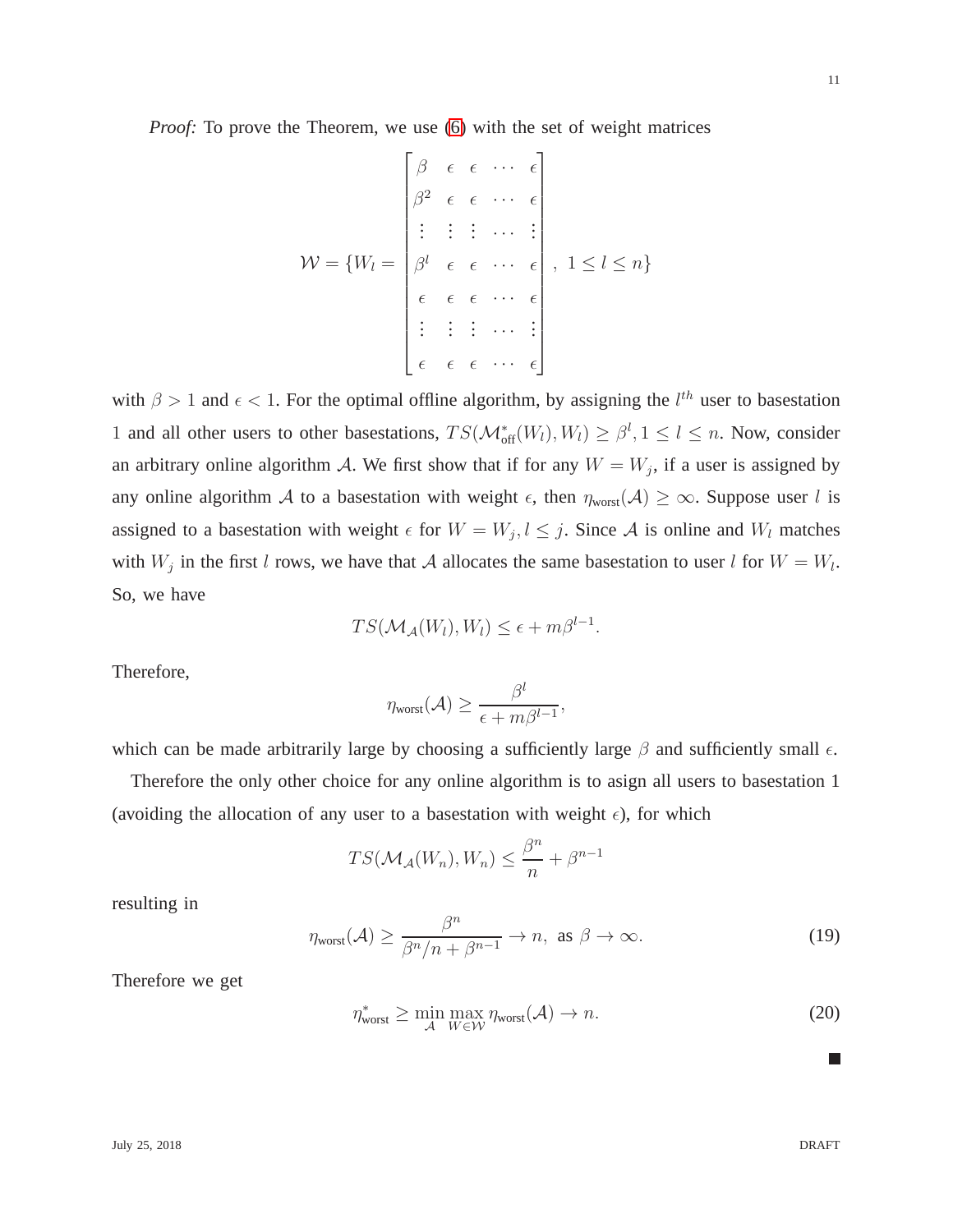*Proof:* To prove the Theorem, we use (6) with the set of weight matrices

$$\mathcal{W} = \{W_l = \begin{bmatrix} \beta & \epsilon & \epsilon & \cdots & \epsilon \\ \beta^2 & \epsilon & \epsilon & \cdots & \epsilon \\ \vdots & \vdots & \vdots & \cdots & \vdots \\ \beta^l & \epsilon & \epsilon & \cdots & \epsilon \\ \epsilon & \epsilon & \epsilon & \cdots & \epsilon \\ \vdots & \vdots & \vdots & \cdots & \vdots \\ \epsilon & \epsilon & \epsilon & \cdots & \epsilon \end{bmatrix}, \ 1 \le l \le n\}$$

with $\beta > 1$ and $\epsilon < 1$. For the optimal offline algorithm, by assigning the $l^{th}$ user to basestation 1 and all other users to other basestations, $TS(\mathcal{M}^*_{\text{off}}(W_l), W_l) \ge \beta^l, 1 \le l \le n$. Now, consider an arbitrary online algorithm $\mathcal{A}$. We first show that if for any $W = W_j$, if a user is assigned by any online algorithm $\mathcal{A}$ to a basestation with weight $\epsilon$, then $\eta_{\text{worst}}(\mathcal{A}) \ge \infty$. Suppose user $l$ is assigned to a basestation with weight $\epsilon$ for $W = W_j, l \le j$. Since $\mathcal{A}$ is online and $W_l$ matches with $W_j$ in the first $l$ rows, we have that $\mathcal{A}$ allocates the same basestation to user $l$ for $W = W_l$. So, we have

$$TS(\mathcal{M}_{\mathcal{A}}(W_l), W_l) \le \epsilon + m\beta^{l-1}.$$

Therefore,

$$\eta_{\text{worst}}(\mathcal{A}) \ge \frac{\beta^l}{\epsilon + m\beta^{l-1}},$$

which can be made arbitrarily large by choosing a sufficiently large $\beta$ and sufficiently small $\epsilon$.

Therefore the only other choice for any online algorithm is to asign all users to basestation 1 (avoiding the allocation of any user to a basestation with weight $\epsilon$), for which

$$TS(\mathcal{M}_{\mathcal{A}}(W_n), W_n) \le \frac{\beta^n}{n} + \beta^{n-1}$$

resulting in

$$\eta_{\text{worst}}(\mathcal{A}) \ge \frac{\beta^n}{\beta^n/n + \beta^{n-1}} \to n, \text{ as } \beta \to \infty. \tag{19}$$

Therefore we get

$$\eta^*_{\text{worst}} \ge \min_{\mathcal{A}} \max_{W \in \mathcal{W}} \eta_{\text{worst}}(\mathcal{A}) \to n. \tag{20}$$

■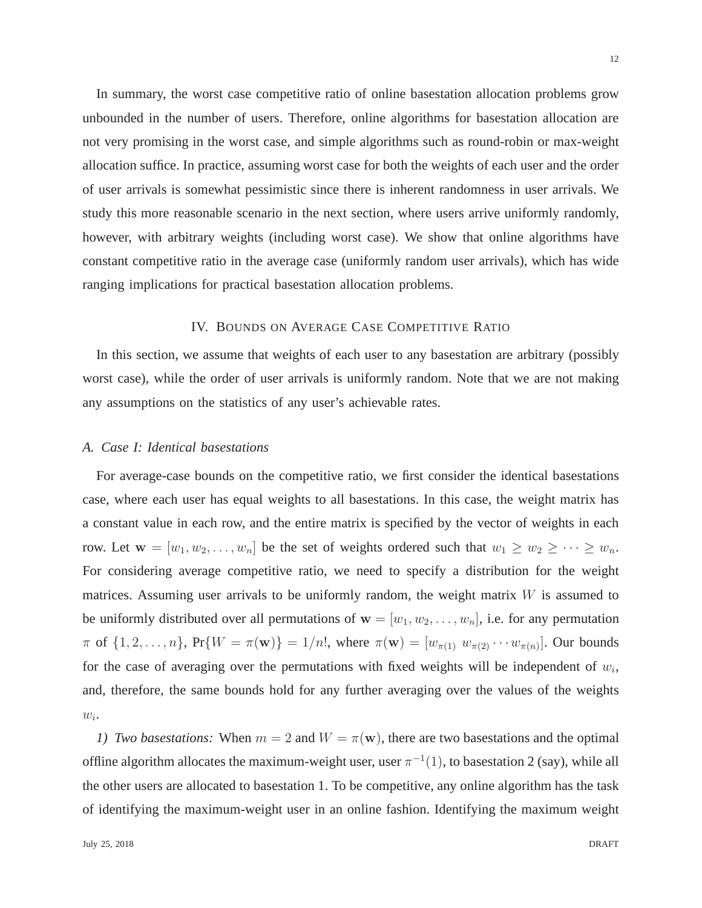In summary, the worst case competitive ratio of online basestation allocation problems grow unbounded in the number of users. Therefore, online algorithms for basestation allocation are not very promising in the worst case, and simple algorithms such as round-robin or max-weight allocation suffice. In practice, assuming worst case for both the weights of each user and the order of user arrivals is somewhat pessimistic since there is inherent randomness in user arrivals. We study this more reasonable scenario in the next section, where users arrive uniformly randomly, however, with arbitrary weights (including worst case). We show that online algorithms have constant competitive ratio in the average case (uniformly random user arrivals), which has wide ranging implications for practical basestation allocation problems.

## IV. Bounds on Average Case Competitive Ratio

In this section, we assume that weights of each user to any basestation are arbitrary (possibly worst case), while the order of user arrivals is uniformly random. Note that we are not making any assumptions on the statistics of any user's achievable rates.

### A. Case I: Identical basestations

For average-case bounds on the competitive ratio, we first consider the identical basestations case, where each user has equal weights to all basestations. In this case, the weight matrix has a constant value in each row, and the entire matrix is specified by the vector of weights in each row. Let $\mathbf{w} = [w_1, w_2, \ldots, w_n]$ be the set of weights ordered such that $w_1 \geq w_2 \geq \cdots \geq w_n$. For considering average competitive ratio, we need to specify a distribution for the weight matrices. Assuming user arrivals to be uniformly random, the weight matrix $W$ is assumed to be uniformly distributed over all permutations of $\mathbf{w} = [w_1, w_2, \ldots, w_n]$, i.e. for any permutation $\pi$ of $\{1, 2, \ldots, n\}$, $\Pr\{W = \pi(\mathbf{w})\} = 1/n!$, where $\pi(\mathbf{w}) = [w_{\pi(1)} \ w_{\pi(2)} \cdots w_{\pi(n)}]$. Our bounds for the case of averaging over the permutations with fixed weights will be independent of $w_i$, and, therefore, the same bounds hold for any further averaging over the values of the weights $w_i$.

*1) Two basestations:* When $m = 2$ and $W = \pi(\mathbf{w})$, there are two basestations and the optimal offline algorithm allocates the maximum-weight user, user $\pi^{-1}(1)$, to basestation 2 (say), while all the other users are allocated to basestation 1. To be competitive, any online algorithm has the task of identifying the maximum-weight user in an online fashion. Identifying the maximum weight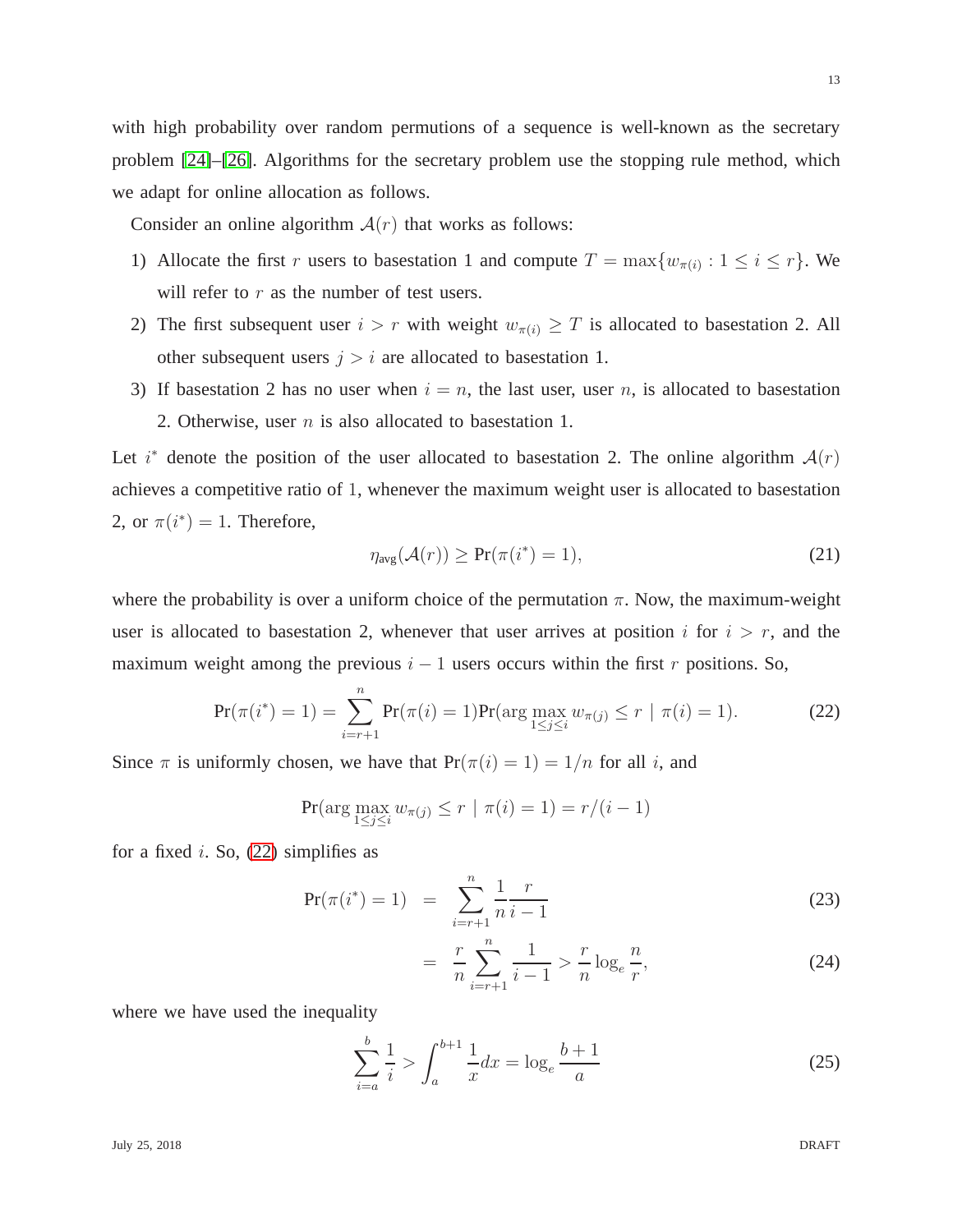with high probability over random permutions of a sequence is well-known as the secretary problem [24]–[26]. Algorithms for the secretary problem use the stopping rule method, which we adapt for online allocation as follows.

Consider an online algorithm $\mathcal{A}(r)$ that works as follows:

1) Allocate the first $r$ users to basestation 1 and compute $T = \max\{w_{\pi(i)} : 1 \leq i \leq r\}$. We will refer to $r$ as the number of test users.
2) The first subsequent user $i > r$ with weight $w_{\pi(i)} \geq T$ is allocated to basestation 2. All other subsequent users $j > i$ are allocated to basestation 1.
3) If basestation 2 has no user when $i = n$, the last user, user $n$, is allocated to basestation 2. Otherwise, user $n$ is also allocated to basestation 1.

Let $i^*$ denote the position of the user allocated to basestation 2. The online algorithm $\mathcal{A}(r)$ achieves a competitive ratio of 1, whenever the maximum weight user is allocated to basestation 2, or $\pi(i^*) = 1$. Therefore,

$$\eta_{\text{avg}}(\mathcal{A}(r)) \geq \Pr(\pi(i^*) = 1), \tag{21}$$

where the probability is over a uniform choice of the permutation $\pi$. Now, the maximum-weight user is allocated to basestation 2, whenever that user arrives at position $i$ for $i > r$, and the maximum weight among the previous $i-1$ users occurs within the first $r$ positions. So,

$$\Pr(\pi(i^*) = 1) = \sum_{i=r+1}^{n} \Pr(\pi(i) = 1) \Pr(\arg\max_{1 \leq j \leq i} w_{\pi(j)} \leq r \mid \pi(i) = 1). \tag{22}$$

Since $\pi$ is uniformly chosen, we have that $\Pr(\pi(i) = 1) = 1/n$ for all $i$, and

$$\Pr(\arg\max_{1 \leq j \leq i} w_{\pi(j)} \leq r \mid \pi(i) = 1) = r/(i-1)$$

for a fixed $i$. So, (22) simplifies as

$$\Pr(\pi(i^*) = 1) = \sum_{i=r+1}^{n} \frac{1}{n} \frac{r}{i-1} \tag{23}$$

$$= \frac{r}{n} \sum_{i=r+1}^{n} \frac{1}{i-1} > \frac{r}{n} \log_e \frac{n}{r}, \tag{24}$$

where we have used the inequality

$$\sum_{i=a}^{b} \frac{1}{i} > \int_{a}^{b+1} \frac{1}{x} dx = \log_e \frac{b+1}{a} \tag{25}$$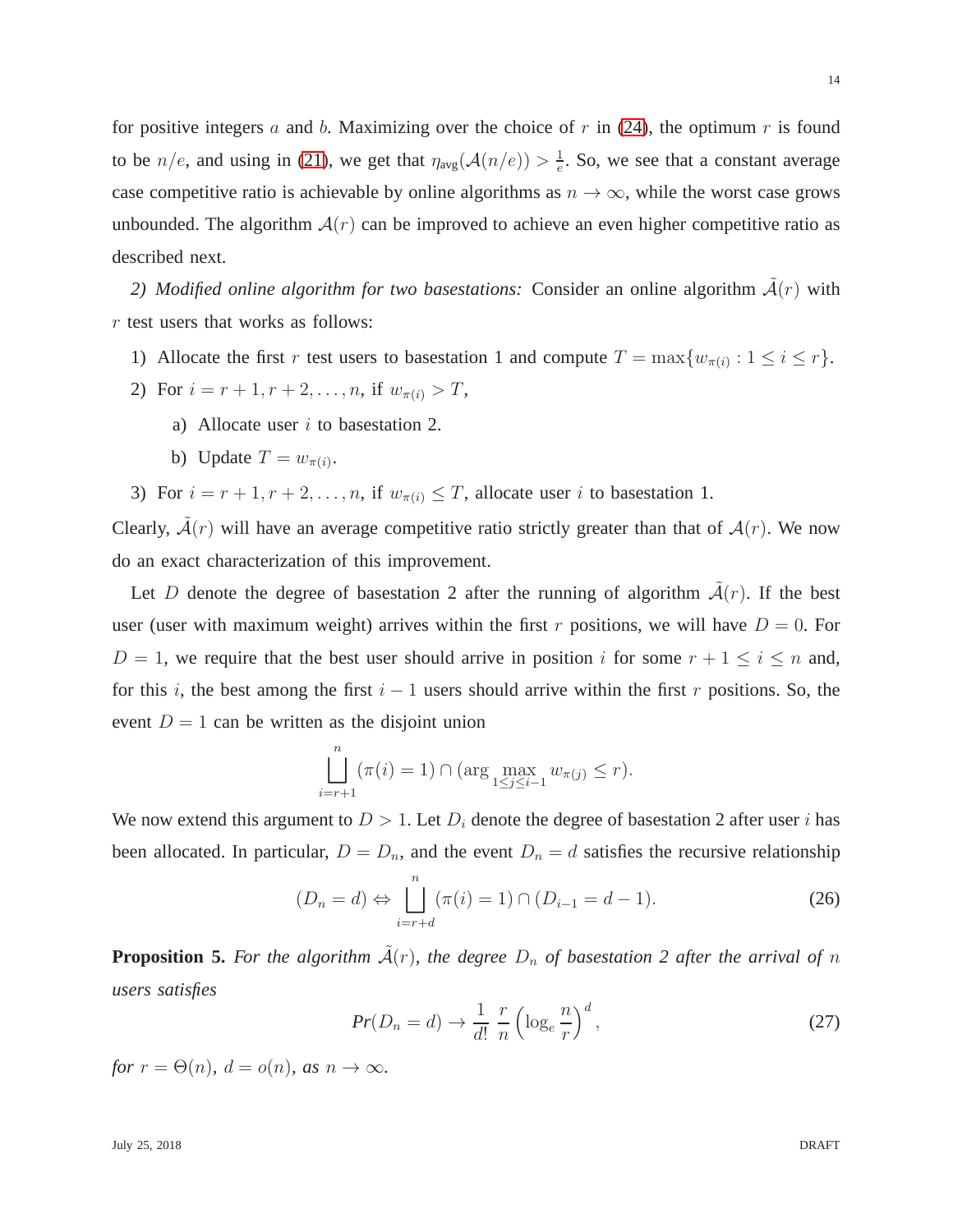for positive integers $a$ and $b$. Maximizing over the choice of $r$ in (24), the optimum $r$ is found to be $n/e$, and using in (21), we get that $\eta_{\text{avg}}(\mathcal{A}(n/e)) > \frac{1}{e}$. So, we see that a constant average case competitive ratio is achievable by online algorithms as $n \to \infty$, while the worst case grows unbounded. The algorithm $\mathcal{A}(r)$ can be improved to achieve an even higher competitive ratio as described next.

*2) Modified online algorithm for two basestations:* Consider an online algorithm $\tilde{\mathcal{A}}(r)$ with $r$ test users that works as follows:

1) Allocate the first $r$ test users to basestation 1 and compute $T = \max\{w_{\pi(i)} : 1 \leq i \leq r\}$.
2) For $i = r+1, r+2, \ldots, n$, if $w_{\pi(i)} > T$,
   a) Allocate user $i$ to basestation 2.
   b) Update $T = w_{\pi(i)}$.
3) For $i = r+1, r+2, \ldots, n$, if $w_{\pi(i)} \leq T$, allocate user $i$ to basestation 1.

Clearly, $\tilde{\mathcal{A}}(r)$ will have an average competitive ratio strictly greater than that of $\mathcal{A}(r)$. We now do an exact characterization of this improvement.

Let $D$ denote the degree of basestation 2 after the running of algorithm $\tilde{\mathcal{A}}(r)$. If the best user (user with maximum weight) arrives within the first $r$ positions, we will have $D = 0$. For $D = 1$, we require that the best user should arrive in position $i$ for some $r+1 \leq i \leq n$ and, for this $i$, the best among the first $i-1$ users should arrive within the first $r$ positions. So, the event $D = 1$ can be written as the disjoint union

$$\bigsqcup_{i=r+1}^{n} (\pi(i) = 1) \cap (\arg \max_{1 \leq j \leq i-1} w_{\pi(j)} \leq r).$$

We now extend this argument to $D > 1$. Let $D_i$ denote the degree of basestation 2 after user $i$ has been allocated. In particular, $D = D_n$, and the event $D_n = d$ satisfies the recursive relationship

$$(D_n = d) \Leftrightarrow \bigsqcup_{i=r+d}^{n} (\pi(i) = 1) \cap (D_{i-1} = d-1). \tag{26}$$

**Proposition 5.** *For the algorithm $\tilde{\mathcal{A}}(r)$, the degree $D_n$ of basestation 2 after the arrival of $n$ users satisfies*

$$Pr(D_n = d) \to \frac{1}{d!} \frac{r}{n} \left(\log_e \frac{n}{r}\right)^d, \tag{27}$$

*for $r = \Theta(n)$, $d = o(n)$, as $n \to \infty$.*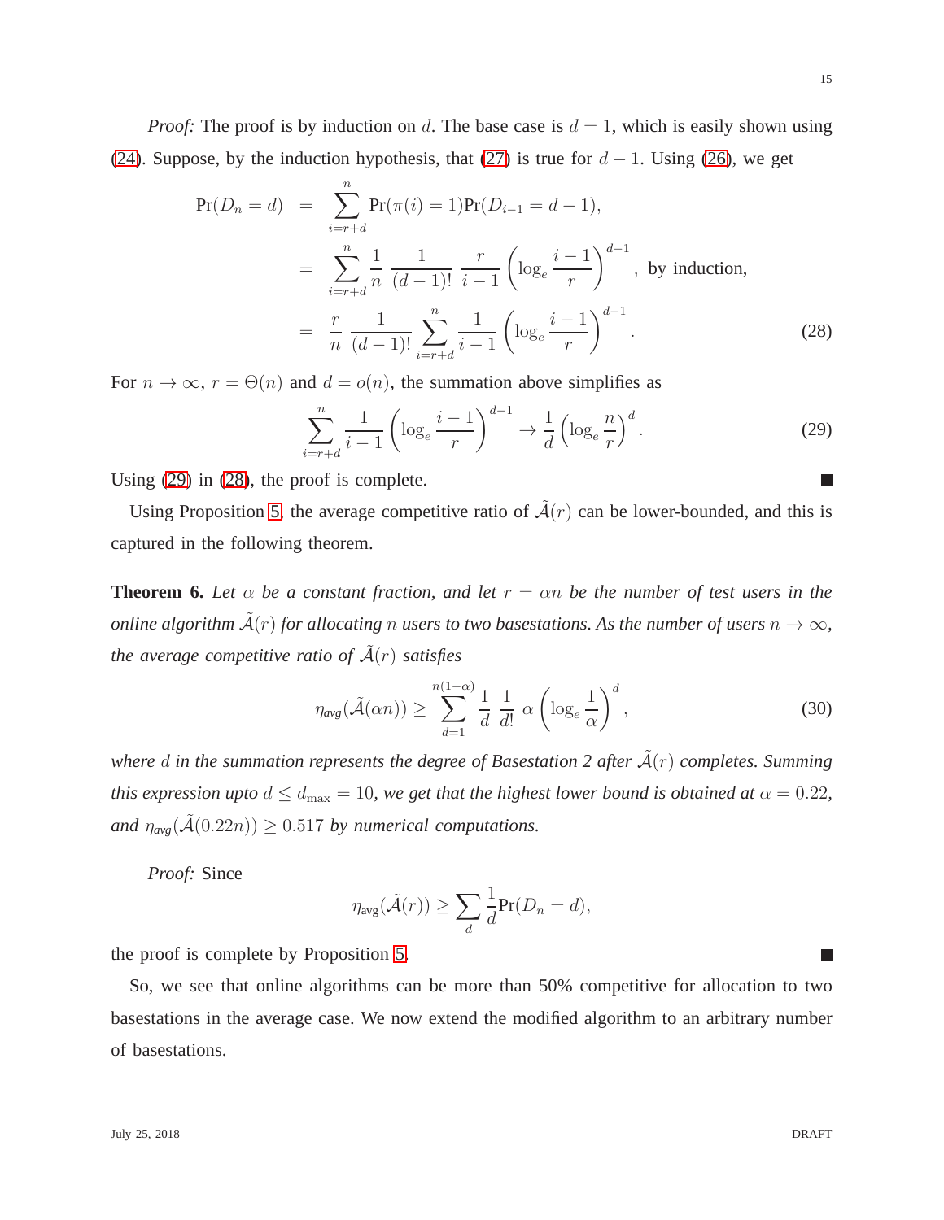*Proof:* The proof is by induction on $d$. The base case is $d = 1$, which is easily shown using (24). Suppose, by the induction hypothesis, that (27) is true for $d-1$. Using (26), we get

$$
\begin{aligned}
\Pr(D_n = d) &= \sum_{i=r+d}^{n} \Pr(\pi(i) = 1) \Pr(D_{i-1} = d-1), \\
&= \sum_{i=r+d}^{n} \frac{1}{n} \, \frac{1}{(d-1)!} \, \frac{r}{i-1} \left( \log_e \frac{i-1}{r} \right)^{d-1}, \text{ by induction,} \\
&= \frac{r}{n} \, \frac{1}{(d-1)!} \sum_{i=r+d}^{n} \frac{1}{i-1} \left( \log_e \frac{i-1}{r} \right)^{d-1}. \qquad (28)
\end{aligned}
$$

For $n \to \infty$, $r = \Theta(n)$ and $d = o(n)$, the summation above simplifies as

$$
\sum_{i=r+d}^{n} \frac{1}{i-1} \left( \log_e \frac{i-1}{r} \right)^{d-1} \to \frac{1}{d} \left( \log_e \frac{n}{r} \right)^{d}. \qquad (29)
$$

Using (29) in (28), the proof is complete. ∎

Using Proposition 5, the average competitive ratio of $\tilde{\mathcal{A}}(r)$ can be lower-bounded, and this is captured in the following theorem.

**Theorem 6.** *Let $\alpha$ be a constant fraction, and let $r = \alpha n$ be the number of test users in the online algorithm $\tilde{\mathcal{A}}(r)$ for allocating $n$ users to two basestations. As the number of users $n \to \infty$, the average competitive ratio of $\tilde{\mathcal{A}}(r)$ satisfies*

$$
\eta_{avg}(\tilde{\mathcal{A}}(\alpha n)) \geq \sum_{d=1}^{n(1-\alpha)} \frac{1}{d} \, \frac{1}{d!} \, \alpha \left( \log_e \frac{1}{\alpha} \right)^{d}, \qquad (30)
$$

*where $d$ in the summation represents the degree of Basestation 2 after $\tilde{\mathcal{A}}(r)$ completes. Summing this expression upto $d \leq d_{\max} = 10$, we get that the highest lower bound is obtained at $\alpha = 0.22$, and $\eta_{avg}(\tilde{\mathcal{A}}(0.22n)) \geq 0.517$ by numerical computations.*

*Proof:* Since

$$
\eta_{\text{avg}}(\tilde{\mathcal{A}}(r)) \geq \sum_{d} \frac{1}{d} \Pr(D_n = d),
$$

the proof is complete by Proposition 5. ∎

So, we see that online algorithms can be more than 50% competitive for allocation to two basestations in the average case. We now extend the modified algorithm to an arbitrary number of basestations.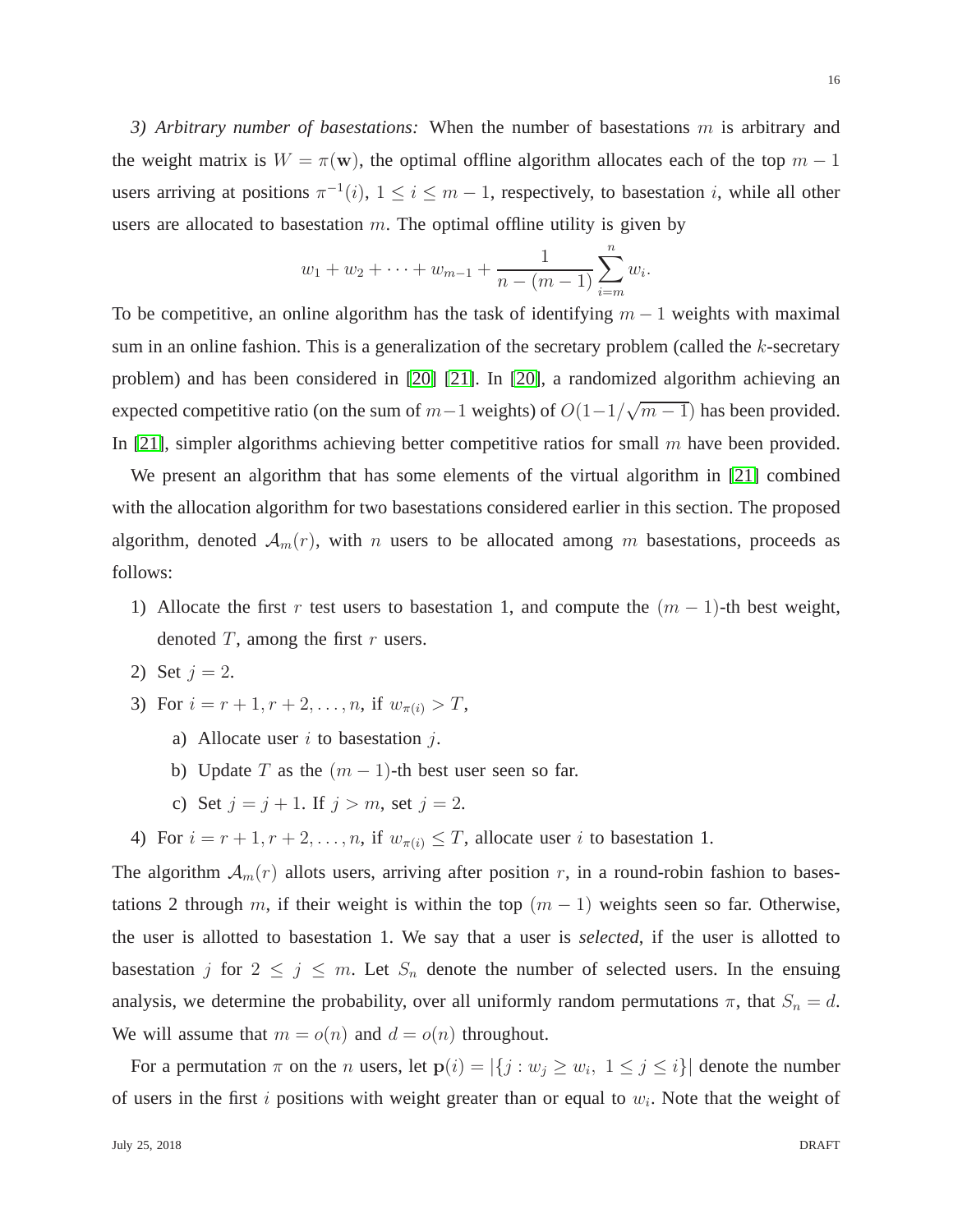*3) Arbitrary number of basestations:* When the number of basestations $m$ is arbitrary and the weight matrix is $W = \pi(\mathbf{w})$, the optimal offline algorithm allocates each of the top $m-1$ users arriving at positions $\pi^{-1}(i)$, $1 \leq i \leq m-1$, respectively, to basestation $i$, while all other users are allocated to basestation $m$. The optimal offline utility is given by

$$w_1 + w_2 + \cdots + w_{m-1} + \frac{1}{n-(m-1)} \sum_{i=m}^{n} w_i.$$

To be competitive, an online algorithm has the task of identifying $m-1$ weights with maximal sum in an online fashion. This is a generalization of the secretary problem (called the $k$-secretary problem) and has been considered in [20] [21]. In [20], a randomized algorithm achieving an expected competitive ratio (on the sum of $m-1$ weights) of $O(1-1/\sqrt{m-1})$ has been provided. In [21], simpler algorithms achieving better competitive ratios for small $m$ have been provided.

We present an algorithm that has some elements of the virtual algorithm in [21] combined with the allocation algorithm for two basestations considered earlier in this section. The proposed algorithm, denoted $\mathcal{A}_m(r)$, with $n$ users to be allocated among $m$ basestations, proceeds as follows:

1) Allocate the first $r$ test users to basestation 1, and compute the $(m-1)$-th best weight, denoted $T$, among the first $r$ users.
2) Set $j = 2$.
3) For $i = r+1, r+2, \ldots, n$, if $w_{\pi(i)} > T$,
   a) Allocate user $i$ to basestation $j$.
   b) Update $T$ as the $(m-1)$-th best user seen so far.
   c) Set $j = j+1$. If $j > m$, set $j = 2$.
4) For $i = r+1, r+2, \ldots, n$, if $w_{\pi(i)} \leq T$, allocate user $i$ to basestation 1.

The algorithm $\mathcal{A}_m(r)$ allots users, arriving after position $r$, in a round-robin fashion to basestations 2 through $m$, if their weight is within the top $(m-1)$ weights seen so far. Otherwise, the user is allotted to basestation 1. We say that a user is *selected*, if the user is allotted to basestation $j$ for $2 \leq j \leq m$. Let $S_n$ denote the number of selected users. In the ensuing analysis, we determine the probability, over all uniformly random permutations $\pi$, that $S_n = d$. We will assume that $m = o(n)$ and $d = o(n)$ throughout.

For a permutation $\pi$ on the $n$ users, let $\mathbf{p}(i) = |\{j : w_j \geq w_i,\ 1 \leq j \leq i\}|$ denote the number of users in the first $i$ positions with weight greater than or equal to $w_i$. Note that the weight of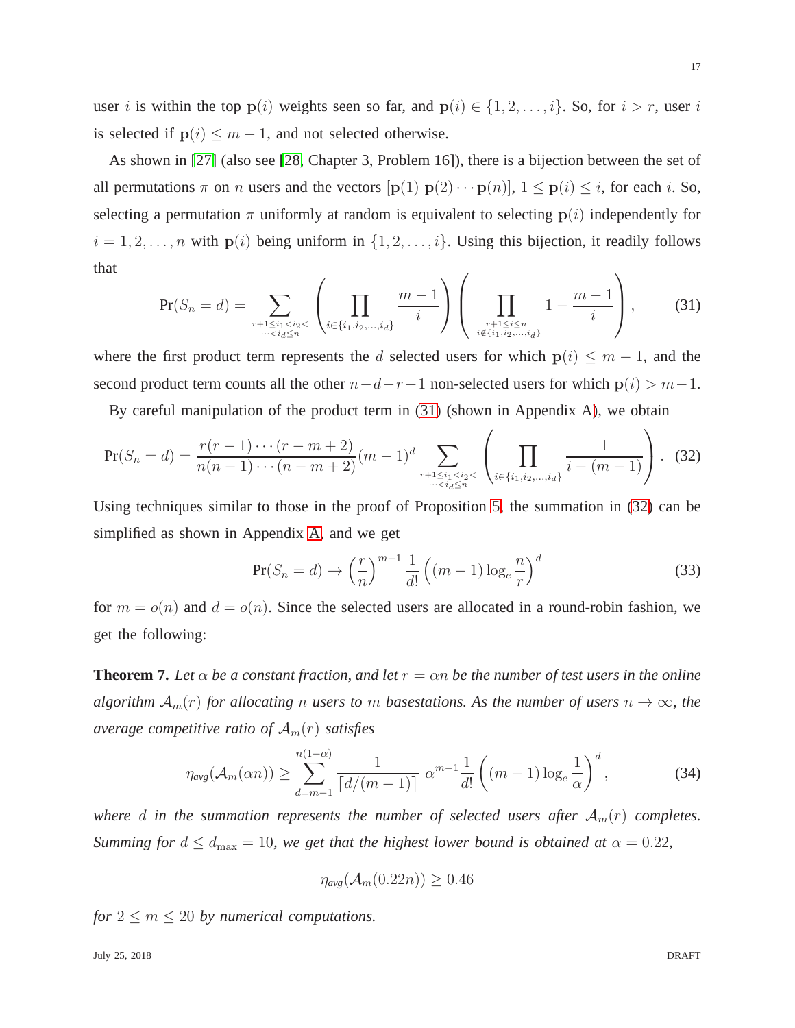user $i$ is within the top $\mathbf{p}(i)$ weights seen so far, and $\mathbf{p}(i) \in \{1, 2, \ldots, i\}$. So, for $i > r$, user $i$ is selected if $\mathbf{p}(i) \leq m - 1$, and not selected otherwise.

As shown in [27] (also see [28, Chapter 3, Problem 16]), there is a bijection between the set of all permutations $\pi$ on $n$ users and the vectors $[\mathbf{p}(1)\ \mathbf{p}(2) \cdots \mathbf{p}(n)]$, $1 \leq \mathbf{p}(i) \leq i$, for each $i$. So, selecting a permutation $\pi$ uniformly at random is equivalent to selecting $\mathbf{p}(i)$ independently for $i = 1, 2, \ldots, n$ with $\mathbf{p}(i)$ being uniform in $\{1, 2, \ldots, i\}$. Using this bijection, it readily follows that

$$\Pr(S_n = d) = \sum_{\substack{r+1 \leq i_1 < i_2 < \\ \cdots < i_d \leq n}} \left( \prod_{i \in \{i_1, i_2, \ldots, i_d\}} \frac{m-1}{i} \right) \left( \prod_{\substack{r+1 \leq i \leq n \\ i \notin \{i_1, i_2, \ldots, i_d\}}} 1 - \frac{m-1}{i} \right), \tag{31}$$

where the first product term represents the $d$ selected users for which $\mathbf{p}(i) \leq m-1$, and the second product term counts all the other $n-d-r-1$ non-selected users for which $\mathbf{p}(i) > m-1$.

By careful manipulation of the product term in (31) (shown in Appendix A), we obtain

$$\Pr(S_n = d) = \frac{r(r-1)\cdots(r-m+2)}{n(n-1)\cdots(n-m+2)}(m-1)^d \sum_{\substack{r+1 \leq i_1 < i_2 < \\ \cdots < i_d \leq n}} \left( \prod_{i \in \{i_1, i_2, \ldots, i_d\}} \frac{1}{i - (m-1)} \right). \tag{32}$$

Using techniques similar to those in the proof of Proposition 5, the summation in (32) can be simplified as shown in Appendix A, and we get

$$\Pr(S_n = d) \to \left(\frac{r}{n}\right)^{m-1} \frac{1}{d!} \left((m-1)\log_e \frac{n}{r}\right)^d \tag{33}$$

for $m = o(n)$ and $d = o(n)$. Since the selected users are allocated in a round-robin fashion, we get the following:

**Theorem 7.** *Let $\alpha$ be a constant fraction, and let $r = \alpha n$ be the number of test users in the online algorithm $\mathcal{A}_m(r)$ for allocating $n$ users to $m$ basestations. As the number of users $n \to \infty$, the average competitive ratio of $\mathcal{A}_m(r)$ satisfies*

$$\eta_{avg}(\mathcal{A}_m(\alpha n)) \geq \sum_{d=m-1}^{n(1-\alpha)} \frac{1}{\lceil d/(m-1) \rceil}\ \alpha^{m-1} \frac{1}{d!} \left((m-1)\log_e \frac{1}{\alpha}\right)^d, \tag{34}$$

*where $d$ in the summation represents the number of selected users after $\mathcal{A}_m(r)$ completes. Summing for $d \leq d_{\max} = 10$, we get that the highest lower bound is obtained at $\alpha = 0.22$,*

$$\eta_{avg}(\mathcal{A}_m(0.22n)) \geq 0.46$$

*for $2 \leq m \leq 20$ by numerical computations.*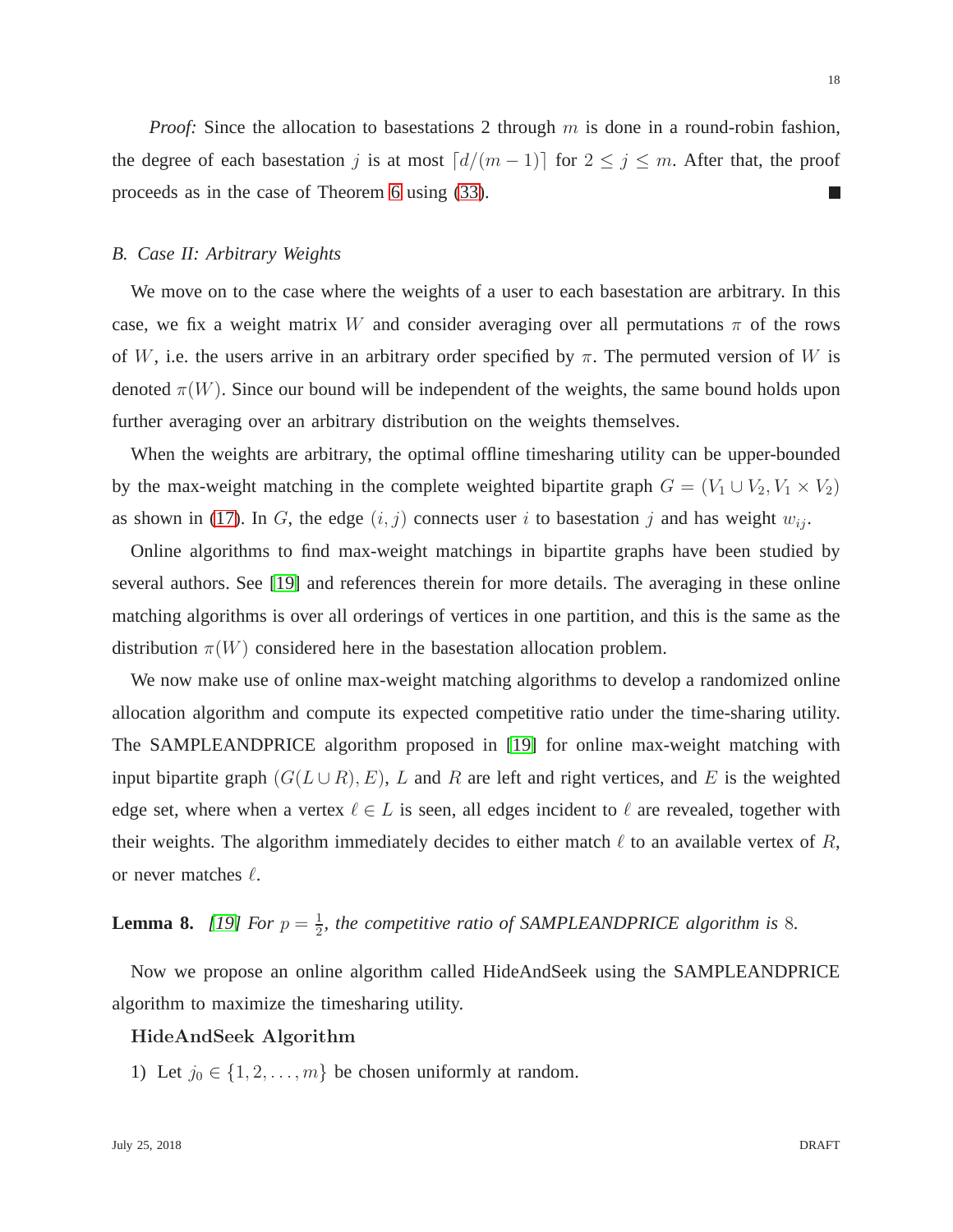*Proof:* Since the allocation to basestations 2 through $m$ is done in a round-robin fashion, the degree of each basestation $j$ is at most $\lceil d/(m-1) \rceil$ for $2 \leq j \leq m$. After that, the proof proceeds as in the case of Theorem 6 using (33). ■

### B. Case II: Arbitrary Weights

We move on to the case where the weights of a user to each basestation are arbitrary. In this case, we fix a weight matrix $W$ and consider averaging over all permutations $\pi$ of the rows of $W$, i.e. the users arrive in an arbitrary order specified by $\pi$. The permuted version of $W$ is denoted $\pi(W)$. Since our bound will be independent of the weights, the same bound holds upon further averaging over an arbitrary distribution on the weights themselves.

When the weights are arbitrary, the optimal offline timesharing utility can be upper-bounded by the max-weight matching in the complete weighted bipartite graph $G = (V_1 \cup V_2, V_1 \times V_2)$ as shown in (17). In $G$, the edge $(i, j)$ connects user $i$ to basestation $j$ and has weight $w_{ij}$.

Online algorithms to find max-weight matchings in bipartite graphs have been studied by several authors. See [19] and references therein for more details. The averaging in these online matching algorithms is over all orderings of vertices in one partition, and this is the same as the distribution $\pi(W)$ considered here in the basestation allocation problem.

We now make use of online max-weight matching algorithms to develop a randomized online allocation algorithm and compute its expected competitive ratio under the time-sharing utility. The SAMPLEANDPRICE algorithm proposed in [19] for online max-weight matching with input bipartite graph $(G(L \cup R), E)$, $L$ and $R$ are left and right vertices, and $E$ is the weighted edge set, where when a vertex $\ell \in L$ is seen, all edges incident to $\ell$ are revealed, together with their weights. The algorithm immediately decides to either match $\ell$ to an available vertex of $R$, or never matches $\ell$.

**Lemma 8.** *[19] For $p = \frac{1}{2}$, the competitive ratio of SAMPLEANDPRICE algorithm is 8.*

Now we propose an online algorithm called HideAndSeek using the SAMPLEANDPRICE algorithm to maximize the timesharing utility.

**HideAndSeek Algorithm**

1) Let $j_0 \in \{1, 2, \ldots, m\}$ be chosen uniformly at random.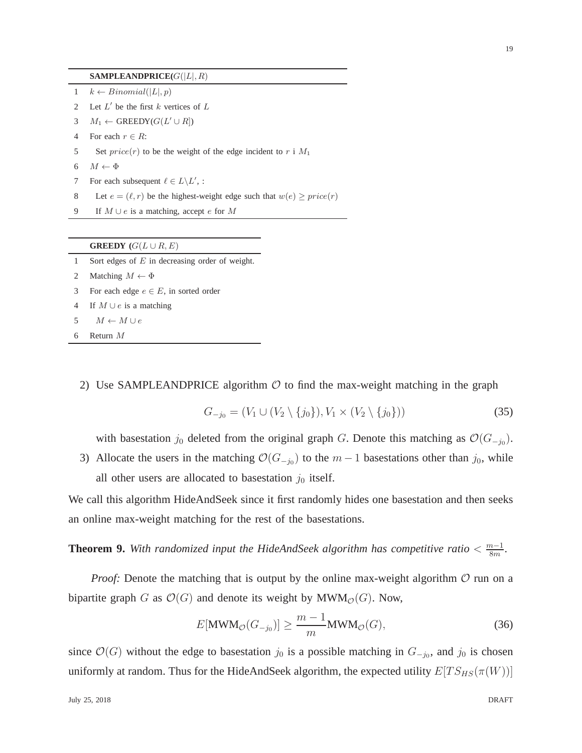**SAMPLEANDPRICE($G(|L|, R)$**

```
1  k ← Binomial(|L|, p)
2  Let L' be the first k vertices of L
3  M_1 ← GREEDY(G(L' ∪ R])
4  For each r ∈ R:
5    Set price(r) to be the weight of the edge incident to r i M_1
6  M ← Φ
7  For each subsequent ℓ ∈ L\L', :
8    Let e = (ℓ, r) be the highest-weight edge such that w(e) ≥ price(r)
9    If M ∪ e is a matching, accept e for M
```

**GREEDY ($G(L \cup R, E)$**

```
1  Sort edges of E in decreasing order of weight.
2  Matching M ← Φ
3  For each edge e ∈ E, in sorted order
4  If M ∪ e is a matching
5    M ← M ∪ e
6  Return M
```

2) Use SAMPLEANDPRICE algorithm $\mathcal{O}$ to find the max-weight matching in the graph

$$G_{-j_0} = (V_1 \cup (V_2 \setminus \{j_0\}), V_1 \times (V_2 \setminus \{j_0\})) \tag{35}$$

with basestation $j_0$ deleted from the original graph $G$. Denote this matching as $\mathcal{O}(G_{-j_0})$.

3) Allocate the users in the matching $\mathcal{O}(G_{-j_0})$ to the $m-1$ basestations other than $j_0$, while all other users are allocated to basestation $j_0$ itself.

We call this algorithm HideAndSeek since it first randomly hides one basestation and then seeks an online max-weight matching for the rest of the basestations.

**Theorem 9.** *With randomized input the HideAndSeek algorithm has competitive ratio $< \frac{m-1}{8m}$.*

*Proof:* Denote the matching that is output by the online max-weight algorithm $\mathcal{O}$ run on a bipartite graph $G$ as $\mathcal{O}(G)$ and denote its weight by $\text{MWM}_{\mathcal{O}}(G)$. Now,

$$E[\text{MWM}_{\mathcal{O}}(G_{-j_0})] \geq \frac{m-1}{m}\text{MWM}_{\mathcal{O}}(G), \tag{36}$$

since $\mathcal{O}(G)$ without the edge to basestation $j_0$ is a possible matching in $G_{-j_0}$, and $j_0$ is chosen uniformly at random. Thus for the HideAndSeek algorithm, the expected utility $E[TS_{HS}(\pi(W))]$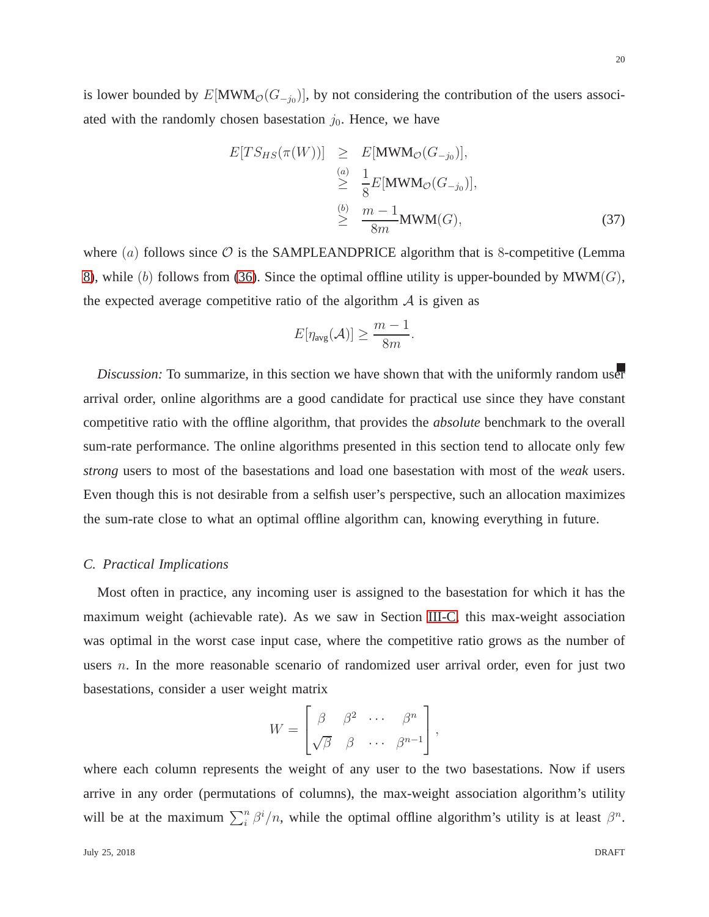is lower bounded by $E[\text{MWM}_{\mathcal{O}}(G_{-j_0})]$, by not considering the contribution of the users associated with the randomly chosen basestation $j_0$. Hence, we have

$$
\begin{aligned}
E[TS_{HS}(\pi(W))] &\geq E[\text{MWM}_{\mathcal{O}}(G_{-j_0})], \\
&\stackrel{(a)}{\geq} \frac{1}{8}E[\text{MWM}_{\mathcal{O}}(G_{-j_0})], \\
&\stackrel{(b)}{\geq} \frac{m-1}{8m}\text{MWM}(G), \qquad (37)
\end{aligned}
$$

where $(a)$ follows since $\mathcal{O}$ is the SAMPLEANDPRICE algorithm that is 8-competitive (Lemma 8), while $(b)$ follows from (36). Since the optimal offline utility is upper-bounded by $\text{MWM}(G)$, the expected average competitive ratio of the algorithm $\mathcal{A}$ is given as

$$
E[\eta_{\text{avg}}(\mathcal{A})] \geq \frac{m-1}{8m}.
$$

■

*Discussion:* To summarize, in this section we have shown that with the uniformly random user arrival order, online algorithms are a good candidate for practical use since they have constant competitive ratio with the offline algorithm, that provides the *absolute* benchmark to the overall sum-rate performance. The online algorithms presented in this section tend to allocate only few *strong* users to most of the basestations and load one basestation with most of the *weak* users. Even though this is not desirable from a selfish user's perspective, such an allocation maximizes the sum-rate close to what an optimal offline algorithm can, knowing everything in future.

### C. Practical Implications

Most often in practice, any incoming user is assigned to the basestation for which it has the maximum weight (achievable rate). As we saw in Section III-C, this max-weight association was optimal in the worst case input case, where the competitive ratio grows as the number of users $n$. In the more reasonable scenario of randomized user arrival order, even for just two basestations, consider a user weight matrix

$$
W = \begin{bmatrix} \beta & \beta^2 & \cdots & \beta^n \\ \sqrt{\beta} & \beta & \cdots & \beta^{n-1} \end{bmatrix},
$$

where each column represents the weight of any user to the two basestations. Now if users arrive in any order (permutations of columns), the max-weight association algorithm's utility will be at the maximum $\sum_i^n \beta^i/n$, while the optimal offline algorithm's utility is at least $\beta^n$.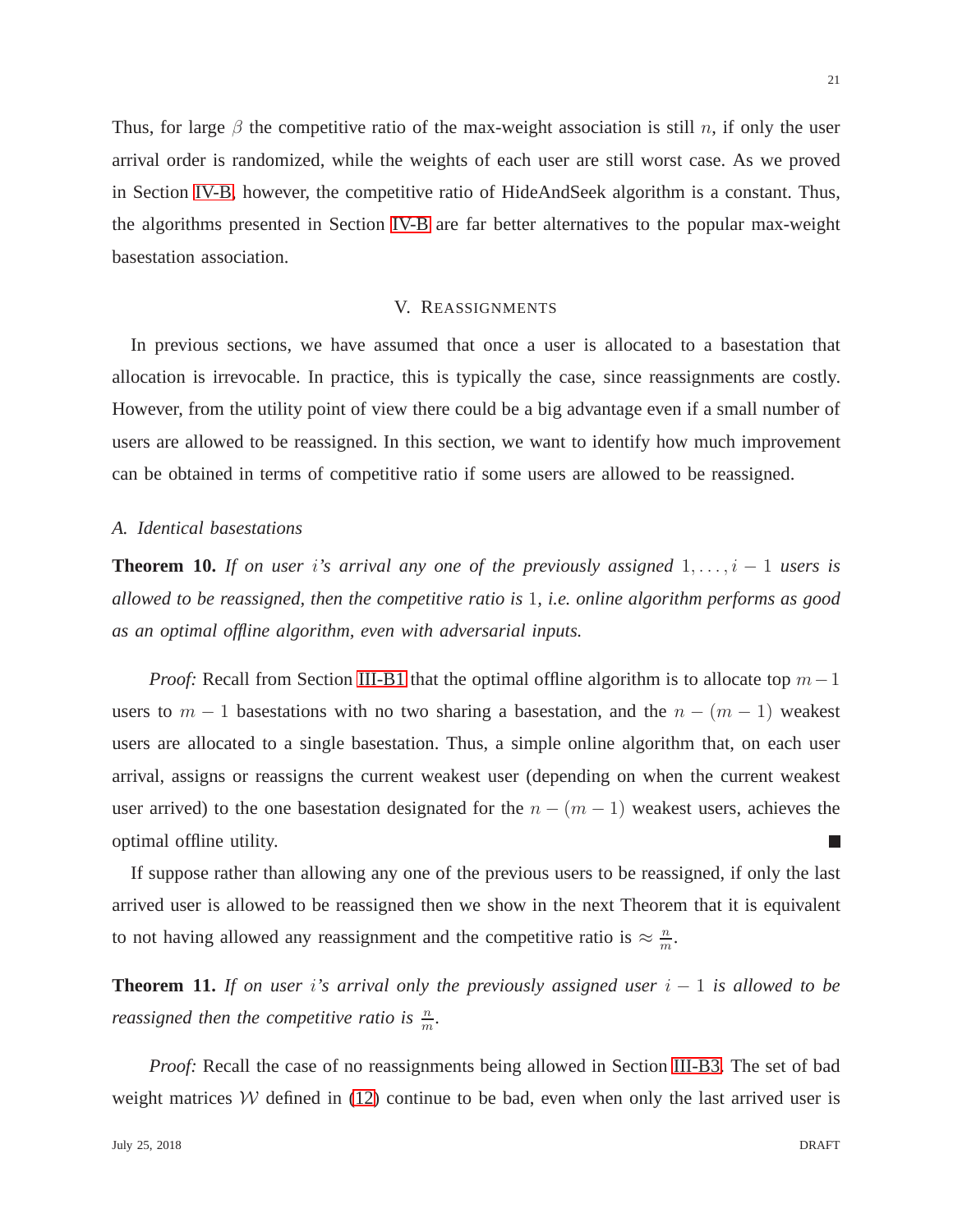Thus, for large $\beta$ the competitive ratio of the max-weight association is still $n$, if only the user arrival order is randomized, while the weights of each user are still worst case. As we proved in Section IV-B, however, the competitive ratio of HideAndSeek algorithm is a constant. Thus, the algorithms presented in Section IV-B are far better alternatives to the popular max-weight basestation association.

## V. Reassignments

In previous sections, we have assumed that once a user is allocated to a basestation that allocation is irrevocable. In practice, this is typically the case, since reassignments are costly. However, from the utility point of view there could be a big advantage even if a small number of users are allowed to be reassigned. In this section, we want to identify how much improvement can be obtained in terms of competitive ratio if some users are allowed to be reassigned.

### A. Identical basestations

**Theorem 10.** *If on user $i$'s arrival any one of the previously assigned $1, \ldots, i-1$ users is allowed to be reassigned, then the competitive ratio is $1$, i.e. online algorithm performs as good as an optimal offline algorithm, even with adversarial inputs.*

*Proof:* Recall from Section III-B1 that the optimal offline algorithm is to allocate top $m-1$ users to $m-1$ basestations with no two sharing a basestation, and the $n-(m-1)$ weakest users are allocated to a single basestation. Thus, a simple online algorithm that, on each user arrival, assigns or reassigns the current weakest user (depending on when the current weakest user arrived) to the one basestation designated for the $n-(m-1)$ weakest users, achieves the optimal offline utility. ■

If suppose rather than allowing any one of the previous users to be reassigned, if only the last arrived user is allowed to be reassigned then we show in the next Theorem that it is equivalent to not having allowed any reassignment and the competitive ratio is $\approx \frac{n}{m}$.

**Theorem 11.** *If on user $i$'s arrival only the previously assigned user $i-1$ is allowed to be reassigned then the competitive ratio is $\frac{n}{m}$.*

*Proof:* Recall the case of no reassignments being allowed in Section III-B3. The set of bad weight matrices $\mathcal{W}$ defined in (12) continue to be bad, even when only the last arrived user is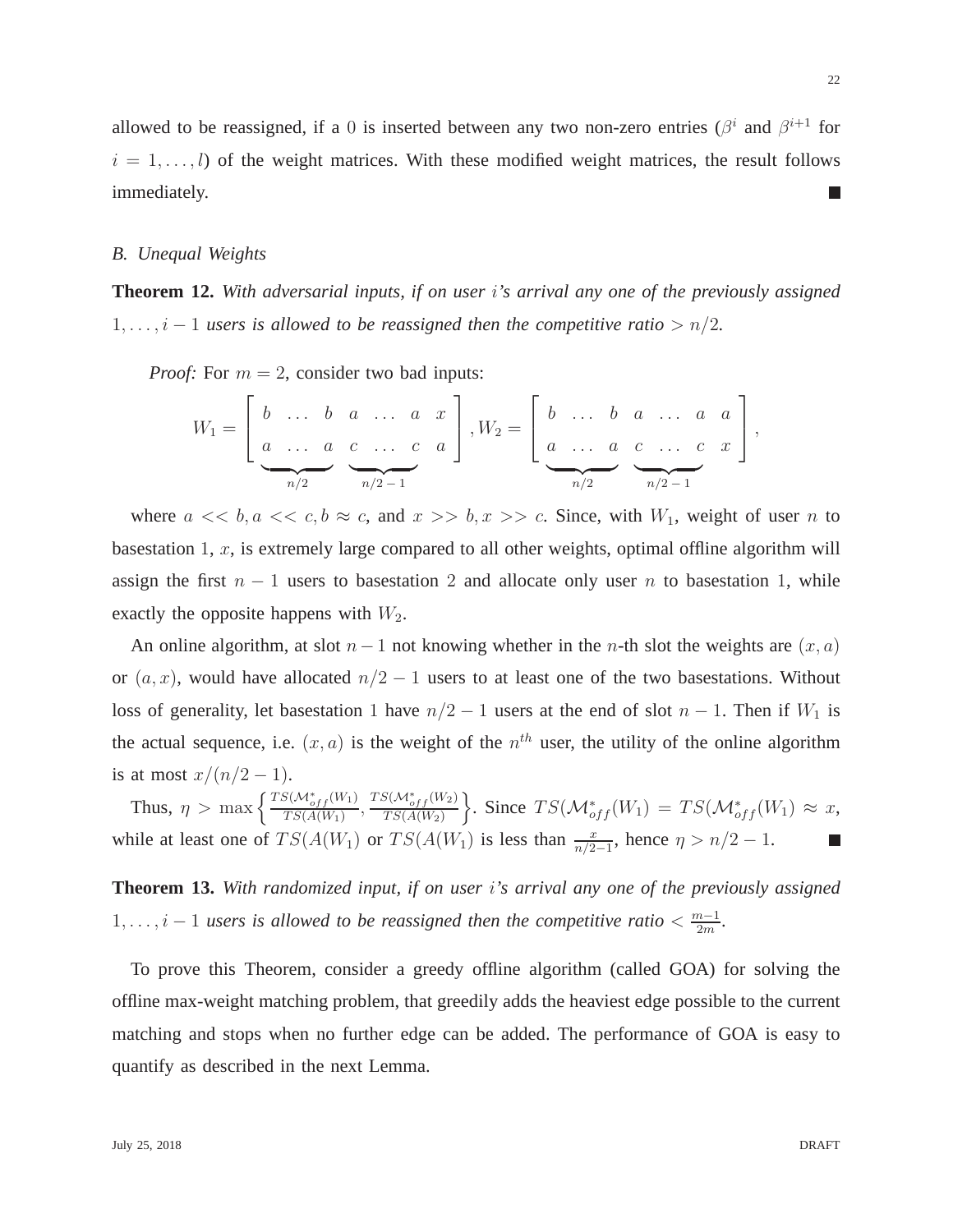allowed to be reassigned, if a $0$ is inserted between any two non-zero entries ($\beta^i$ and $\beta^{i+1}$ for $i = 1, \dots, l$) of the weight matrices. With these modified weight matrices, the result follows immediately. ■

### *B. Unequal Weights*

**Theorem 12.** *With adversarial inputs, if on user $i$'s arrival any one of the previously assigned $1, \dots, i-1$ users is allowed to be reassigned then the competitive ratio $> n/2$.*

*Proof:* For $m = 2$, consider two bad inputs:

$$W_1 = \begin{bmatrix} b & \dots & b & a & \dots & a & x \\ \underbrace{a \quad \dots \quad a}_{n/2} & & & \underbrace{c \quad \dots \quad c}_{n/2-1} & & & a \end{bmatrix}, W_2 = \begin{bmatrix} b & \dots & b & a & \dots & a & a \\ \underbrace{a \quad \dots \quad a}_{n/2} & & & \underbrace{c \quad \dots \quad c}_{n/2-1} & & & x \end{bmatrix},$$

where $a << b, a << c, b \approx c$, and $x >> b, x >> c$. Since, with $W_1$, weight of user $n$ to basestation $1$, $x$, is extremely large compared to all other weights, optimal offline algorithm will assign the first $n-1$ users to basestation $2$ and allocate only user $n$ to basestation $1$, while exactly the opposite happens with $W_2$.

An online algorithm, at slot $n-1$ not knowing whether in the $n$-th slot the weights are $(x, a)$ or $(a, x)$, would have allocated $n/2 - 1$ users to at least one of the two basestations. Without loss of generality, let basestation $1$ have $n/2 - 1$ users at the end of slot $n - 1$. Then if $W_1$ is the actual sequence, i.e. $(x, a)$ is the weight of the $n^{th}$ user, the utility of the online algorithm is at most $x/(n/2 - 1)$.

Thus, $\eta > \max\left\{\frac{TS(\mathcal{M}^*_{off}(W_1)}{TS(A(W_1)}, \frac{TS(\mathcal{M}^*_{off}(W_2)}{TS(A(W_2)}\right\}$. Since $TS(\mathcal{M}^*_{off}(W_1) = TS(\mathcal{M}^*_{off}(W_1) \approx x$, while at least one of $TS(A(W_1)$ or $TS(A(W_1)$ is less than $\frac{x}{n/2-1}$, hence $\eta > n/2 - 1$. ■

**Theorem 13.** *With randomized input, if on user $i$'s arrival any one of the previously assigned $1, \dots, i-1$ users is allowed to be reassigned then the competitive ratio $< \frac{m-1}{2m}$.*

To prove this Theorem, consider a greedy offline algorithm (called GOA) for solving the offline max-weight matching problem, that greedily adds the heaviest edge possible to the current matching and stops when no further edge can be added. The performance of GOA is easy to quantify as described in the next Lemma.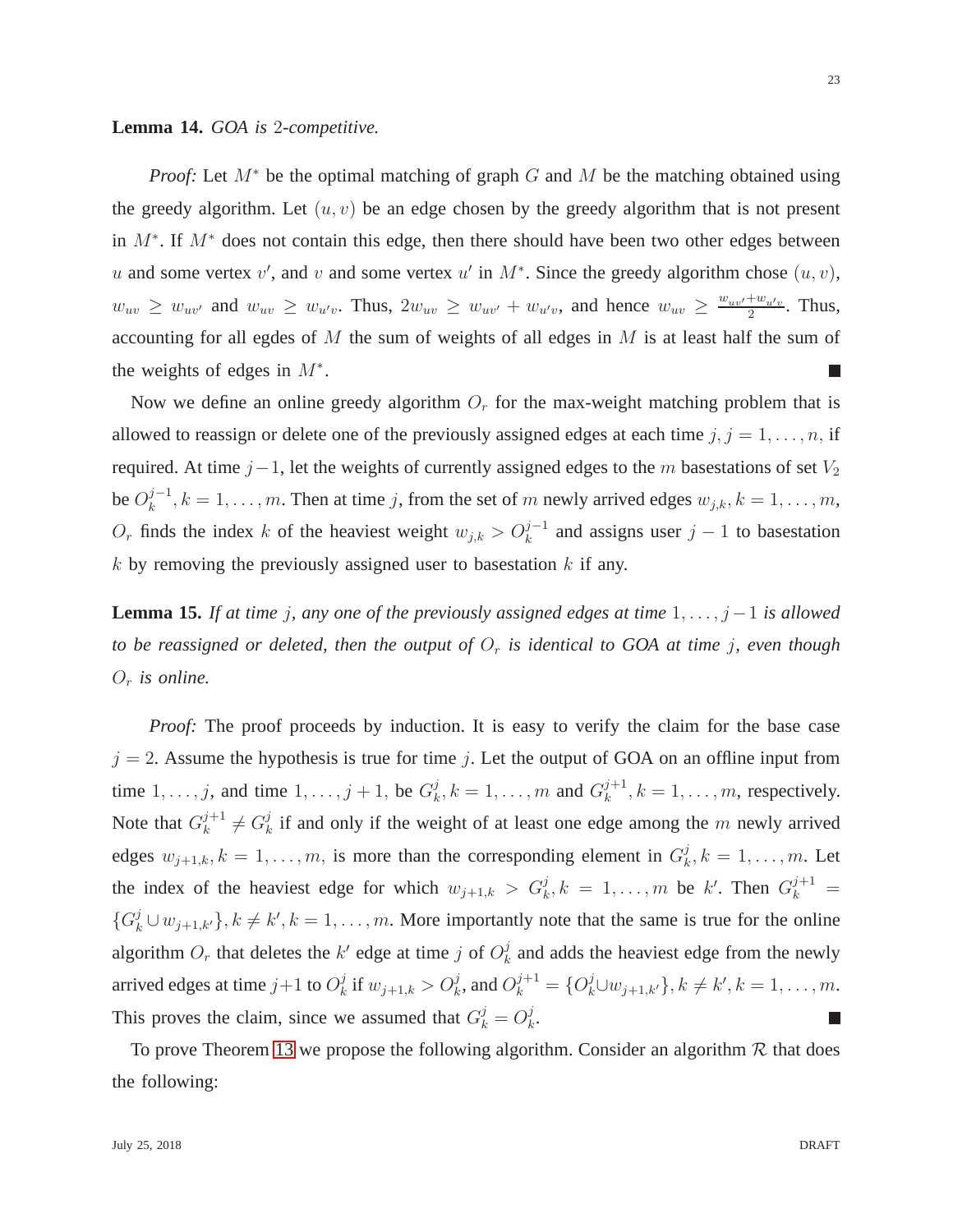**Lemma 14.** *GOA is* $2$*-competitive.*

*Proof:* Let $M^*$ be the optimal matching of graph $G$ and $M$ be the matching obtained using the greedy algorithm. Let $(u, v)$ be an edge chosen by the greedy algorithm that is not present in $M^*$. If $M^*$ does not contain this edge, then there should have been two other edges between $u$ and some vertex $v'$, and $v$ and some vertex $u'$ in $M^*$. Since the greedy algorithm chose $(u, v)$, $w_{uv} \geq w_{uv'}$ and $w_{uv} \geq w_{u'v}$. Thus, $2w_{uv} \geq w_{uv'} + w_{u'v}$, and hence $w_{uv} \geq \frac{w_{uv'}+w_{u'v}}{2}$. Thus, accounting for all egdes of $M$ the sum of weights of all edges in $M$ is at least half the sum of the weights of edges in $M^*$. ■

Now we define an online greedy algorithm $O_r$ for the max-weight matching problem that is allowed to reassign or delete one of the previously assigned edges at each time $j, j = 1, \dots, n,$ if required. At time $j-1$, let the weights of currently assigned edges to the $m$ basestations of set $V_2$ be $O_k^{j-1}, k = 1, \dots, m$. Then at time $j$, from the set of $m$ newly arrived edges $w_{j,k}, k = 1, \dots, m$, $O_r$ finds the index $k$ of the heaviest weight $w_{j,k} > O_k^{j-1}$ and assigns user $j-1$ to basestation $k$ by removing the previously assigned user to basestation $k$ if any.

**Lemma 15.** *If at time* $j$*, any one of the previously assigned edges at time* $1, \dots, j-1$ *is allowed to be reassigned or deleted, then the output of* $O_r$ *is identical to GOA at time* $j$*, even though* $O_r$ *is online.*

*Proof:* The proof proceeds by induction. It is easy to verify the claim for the base case $j = 2$. Assume the hypothesis is true for time $j$. Let the output of GOA on an offline input from time $1, \dots, j$, and time $1, \dots, j+1$, be $G_k^j, k = 1, \dots, m$ and $G_k^{j+1}, k = 1, \dots, m$, respectively. Note that $G_k^{j+1} \neq G_k^j$ if and only if the weight of at least one edge among the $m$ newly arrived edges $w_{j+1,k}, k = 1, \dots, m,$ is more than the corresponding element in $G_k^j, k = 1, \dots, m$. Let the index of the heaviest edge for which $w_{j+1,k} > G_k^j, k = 1, \dots, m$ be $k'$. Then $G_k^{j+1} = \{G_k^j \cup w_{j+1,k'}\}, k \neq k', k = 1, \dots, m$. More importantly note that the same is true for the online algorithm $O_r$ that deletes the $k'$ edge at time $j$ of $O_k^j$ and adds the heaviest edge from the newly arrived edges at time $j+1$ to $O_k^j$ if $w_{j+1,k} > O_k^j$, and $O_k^{j+1} = \{O_k^j \cup w_{j+1,k'}\}, k \neq k', k = 1, \dots, m$. This proves the claim, since we assumed that $G_k^j = O_k^j$. ■

To prove Theorem 13 we propose the following algorithm. Consider an algorithm $\mathcal{R}$ that does the following: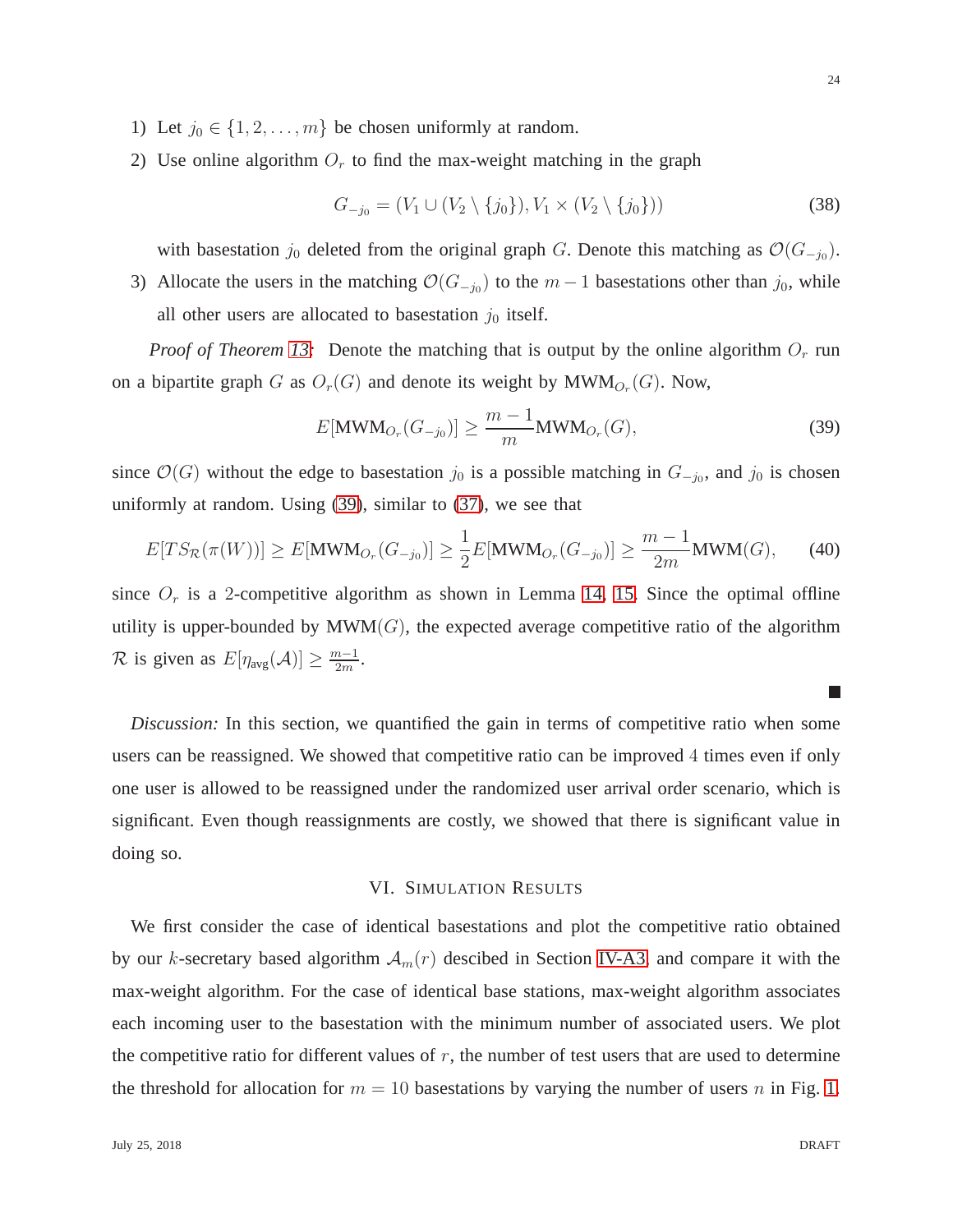1) Let $j_0 \in \{1, 2, \ldots, m\}$ be chosen uniformly at random.
2) Use online algorithm $O_r$ to find the max-weight matching in the graph

$$G_{-j_0} = (V_1 \cup (V_2 \setminus \{j_0\}), V_1 \times (V_2 \setminus \{j_0\})) \tag{38}$$

   with basestation $j_0$ deleted from the original graph $G$. Denote this matching as $\mathcal{O}(G_{-j_0})$.
3) Allocate the users in the matching $\mathcal{O}(G_{-j_0})$ to the $m-1$ basestations other than $j_0$, while all other users are allocated to basestation $j_0$ itself.

*Proof of Theorem 13:* Denote the matching that is output by the online algorithm $O_r$ run on a bipartite graph $G$ as $O_r(G)$ and denote its weight by $\text{MWM}_{O_r}(G)$. Now,

$$E[\text{MWM}_{O_r}(G_{-j_0})] \geq \frac{m-1}{m}\text{MWM}_{O_r}(G), \tag{39}$$

since $\mathcal{O}(G)$ without the edge to basestation $j_0$ is a possible matching in $G_{-j_0}$, and $j_0$ is chosen uniformly at random. Using (39), similar to (37), we see that

$$E[TS_{\mathcal{R}}(\pi(W))] \geq E[\text{MWM}_{O_r}(G_{-j_0})] \geq \frac{1}{2}E[\text{MWM}_{O_r}(G_{-j_0})] \geq \frac{m-1}{2m}\text{MWM}(G), \tag{40}$$

since $O_r$ is a 2-competitive algorithm as shown in Lemma 14, 15. Since the optimal offline utility is upper-bounded by $\text{MWM}(G)$, the expected average competitive ratio of the algorithm $\mathcal{R}$ is given as $E[\eta_{\text{avg}}(\mathcal{A})] \geq \frac{m-1}{2m}$.

■

*Discussion:* In this section, we quantified the gain in terms of competitive ratio when some users can be reassigned. We showed that competitive ratio can be improved 4 times even if only one user is allowed to be reassigned under the randomized user arrival order scenario, which is significant. Even though reassignments are costly, we showed that there is significant value in doing so.

## VI. Simulation Results

We first consider the case of identical basestations and plot the competitive ratio obtained by our $k$-secretary based algorithm $\mathcal{A}_m(r)$ descibed in Section IV-A3, and compare it with the max-weight algorithm. For the case of identical base stations, max-weight algorithm associates each incoming user to the basestation with the minimum number of associated users. We plot the competitive ratio for different values of $r$, the number of test users that are used to determine the threshold for allocation for $m = 10$ basestations by varying the number of users $n$ in Fig. 1.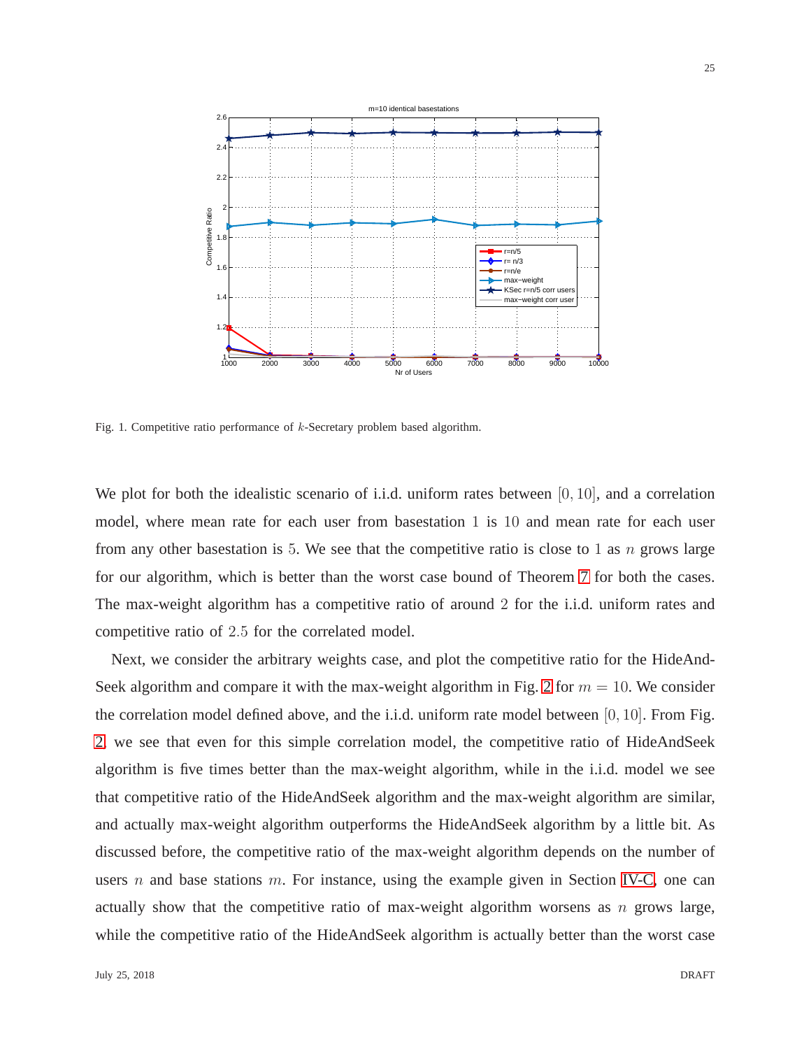Fig. 1. Competitive ratio performance of $k$-Secretary problem based algorithm.

We plot for both the idealistic scenario of i.i.d. uniform rates between $[0, 10]$, and a correlation model, where mean rate for each user from basestation $1$ is $10$ and mean rate for each user from any other basestation is $5$. We see that the competitive ratio is close to $1$ as $n$ grows large for our algorithm, which is better than the worst case bound of Theorem 7 for both the cases. The max-weight algorithm has a competitive ratio of around $2$ for the i.i.d. uniform rates and competitive ratio of $2.5$ for the correlated model.

Next, we consider the arbitrary weights case, and plot the competitive ratio for the HideAndSeek algorithm and compare it with the max-weight algorithm in Fig. 2 for $m = 10$. We consider the correlation model defined above, and the i.i.d. uniform rate model between $[0, 10]$. From Fig. 2, we see that even for this simple correlation model, the competitive ratio of HideAndSeek algorithm is five times better than the max-weight algorithm, while in the i.i.d. model we see that competitive ratio of the HideAndSeek algorithm and the max-weight algorithm are similar, and actually max-weight algorithm outperforms the HideAndSeek algorithm by a little bit. As discussed before, the competitive ratio of the max-weight algorithm depends on the number of users $n$ and base stations $m$. For instance, using the example given in Section IV-C, one can actually show that the competitive ratio of max-weight algorithm worsens as $n$ grows large, while the competitive ratio of the HideAndSeek algorithm is actually better than the worst case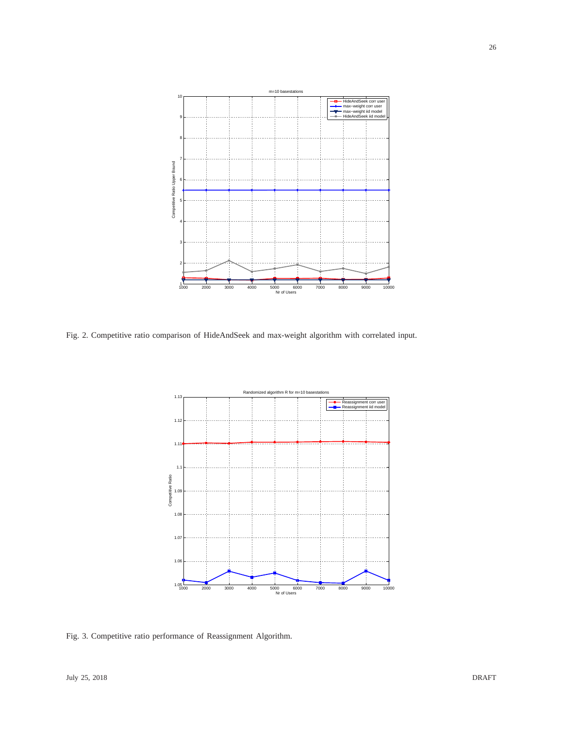Fig. 2. Competitive ratio comparison of HideAndSeek and max-weight algorithm with correlated input.

Fig. 3. Competitive ratio performance of Reassignment Algorithm.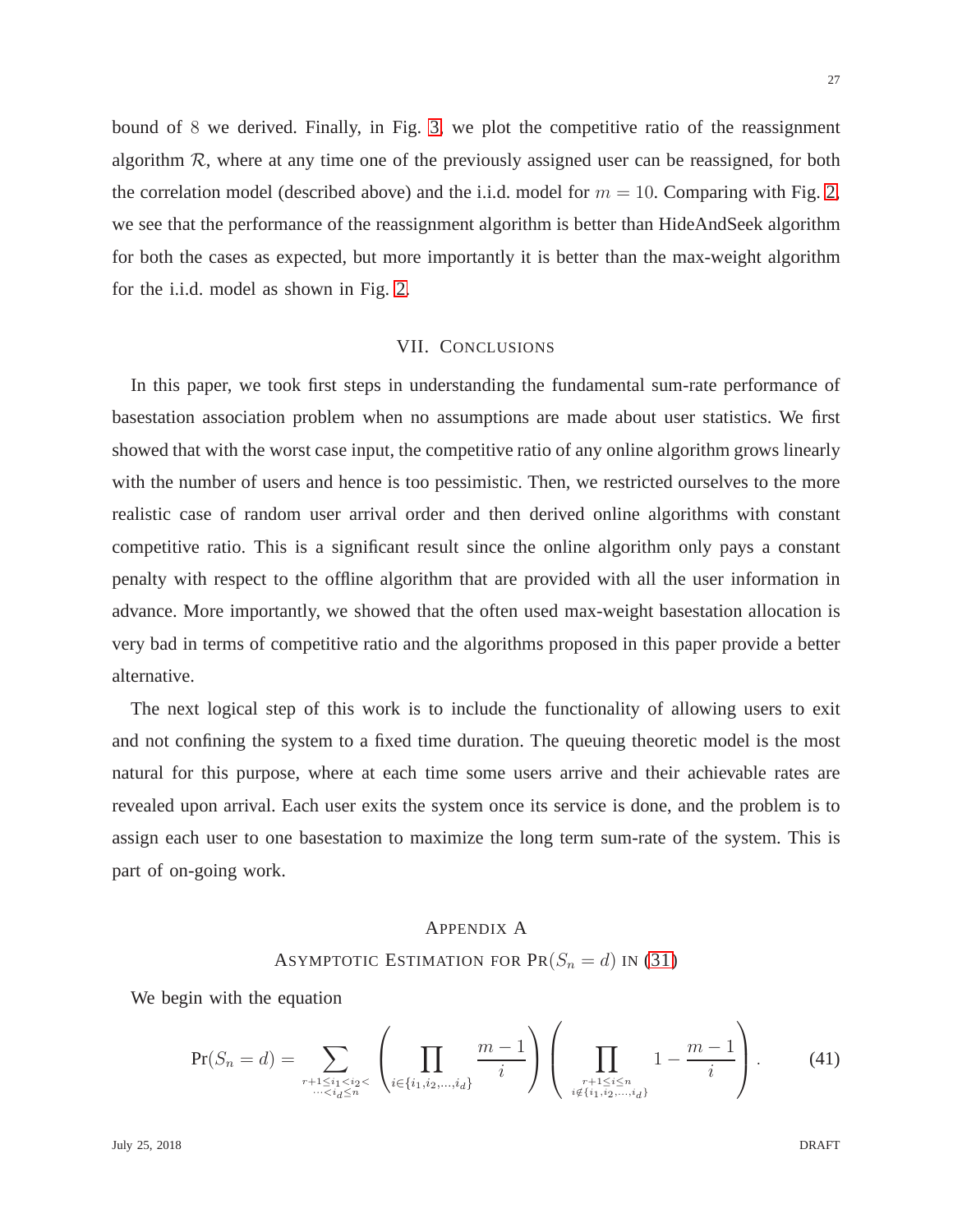bound of 8 we derived. Finally, in Fig. 3, we plot the competitive ratio of the reassignment algorithm $\mathcal{R}$, where at any time one of the previously assigned user can be reassigned, for both the correlation model (described above) and the i.i.d. model for $m = 10$. Comparing with Fig. 2, we see that the performance of the reassignment algorithm is better than HideAndSeek algorithm for both the cases as expected, but more importantly it is better than the max-weight algorithm for the i.i.d. model as shown in Fig. 2.

## VII. Conclusions

In this paper, we took first steps in understanding the fundamental sum-rate performance of basestation association problem when no assumptions are made about user statistics. We first showed that with the worst case input, the competitive ratio of any online algorithm grows linearly with the number of users and hence is too pessimistic. Then, we restricted ourselves to the more realistic case of random user arrival order and then derived online algorithms with constant competitive ratio. This is a significant result since the online algorithm only pays a constant penalty with respect to the offline algorithm that are provided with all the user information in advance. More importantly, we showed that the often used max-weight basestation allocation is very bad in terms of competitive ratio and the algorithms proposed in this paper provide a better alternative.

The next logical step of this work is to include the functionality of allowing users to exit and not confining the system to a fixed time duration. The queuing theoretic model is the most natural for this purpose, where at each time some users arrive and their achievable rates are revealed upon arrival. Each user exits the system once its service is done, and the problem is to assign each user to one basestation to maximize the long term sum-rate of the system. This is part of on-going work.

## Appendix A
## Asymptotic Estimation for $\Pr(S_n = d)$ in (31)

We begin with the equation

$$\Pr(S_n = d) = \sum_{\substack{r+1 \leq i_1 < i_2 < \\ \cdots < i_d \leq n}} \left( \prod_{i \in \{i_1, i_2, \ldots, i_d\}} \frac{m-1}{i} \right) \left( \prod_{\substack{r+1 \leq i \leq n \\ i \notin \{i_1, i_2, \ldots, i_d\}}} 1 - \frac{m-1}{i} \right). \tag{41}$$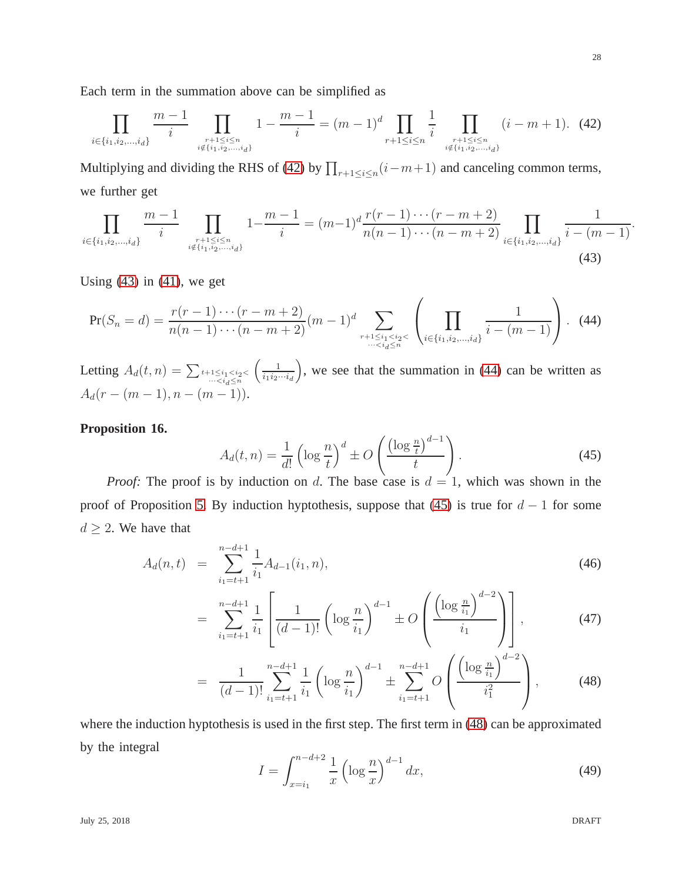Each term in the summation above can be simplified as

$$\prod_{i\in\{i_1,i_2,\ldots,i_d\}} \frac{m-1}{i} \prod_{\substack{r+1\le i\le n\\ i\notin\{i_1,i_2,\ldots,i_d\}}} 1-\frac{m-1}{i} = (m-1)^d \prod_{r+1\le i\le n} \frac{1}{i} \prod_{\substack{r+1\le i\le n\\ i\notin\{i_1,i_2,\ldots,i_d\}}} (i-m+1). \tag{42}$$

Multiplying and dividing the RHS of (42) by $\prod_{r+1\le i\le n}(i-m+1)$ and canceling common terms, we further get

$$\prod_{i\in\{i_1,i_2,\ldots,i_d\}} \frac{m-1}{i} \prod_{\substack{r+1\le i\le n\\ i\notin\{i_1,i_2,\ldots,i_d\}}} 1-\frac{m-1}{i} = (m-1)^d \frac{r(r-1)\cdots(r-m+2)}{n(n-1)\cdots(n-m+2)} \prod_{i\in\{i_1,i_2,\ldots,i_d\}} \frac{1}{i-(m-1)}. \tag{43}$$

Using (43) in (41), we get

$$\Pr(S_n=d) = \frac{r(r-1)\cdots(r-m+2)}{n(n-1)\cdots(n-m+2)}(m-1)^d \sum_{\substack{r+1\le i_1<i_2<\\ \cdots<i_d\le n}} \left(\prod_{i\in\{i_1,i_2,\ldots,i_d\}} \frac{1}{i-(m-1)}\right). \tag{44}$$

Letting $A_d(t,n) = \sum_{\substack{t+1\le i_1<i_2<\\ \cdots<i_d\le n}} \left(\frac{1}{i_1 i_2\cdots i_d}\right)$, we see that the summation in (44) can be written as $A_d(r-(m-1), n-(m-1))$.

**Proposition 16.**

$$A_d(t,n) = \frac{1}{d!}\left(\log\frac{n}{t}\right)^d \pm O\left(\frac{\left(\log\frac{n}{t}\right)^{d-1}}{t}\right). \tag{45}$$

*Proof:* The proof is by induction on $d$. The base case is $d=1$, which was shown in the proof of Proposition 5. By induction hyptothesis, suppose that (45) is true for $d-1$ for some $d\ge 2$. We have that

$$\begin{aligned}
A_d(n,t) &= \sum_{i_1=t+1}^{n-d+1} \frac{1}{i_1} A_{d-1}(i_1,n), & (46)\\
&= \sum_{i_1=t+1}^{n-d+1} \frac{1}{i_1}\left[\frac{1}{(d-1)!}\left(\log\frac{n}{i_1}\right)^{d-1} \pm O\left(\frac{\left(\log\frac{n}{i_1}\right)^{d-2}}{i_1}\right)\right], & (47)\\
&= \frac{1}{(d-1)!}\sum_{i_1=t+1}^{n-d+1} \frac{1}{i_1}\left(\log\frac{n}{i_1}\right)^{d-1} \pm \sum_{i_1=t+1}^{n-d+1} O\left(\frac{\left(\log\frac{n}{i_1}\right)^{d-2}}{i_1^2}\right), & (48)
\end{aligned}$$

where the induction hyptothesis is used in the first step. The first term in (48) can be approximated by the integral

$$I = \int_{x=i_1}^{n-d+2} \frac{1}{x}\left(\log\frac{n}{x}\right)^{d-1} dx, \tag{49}$$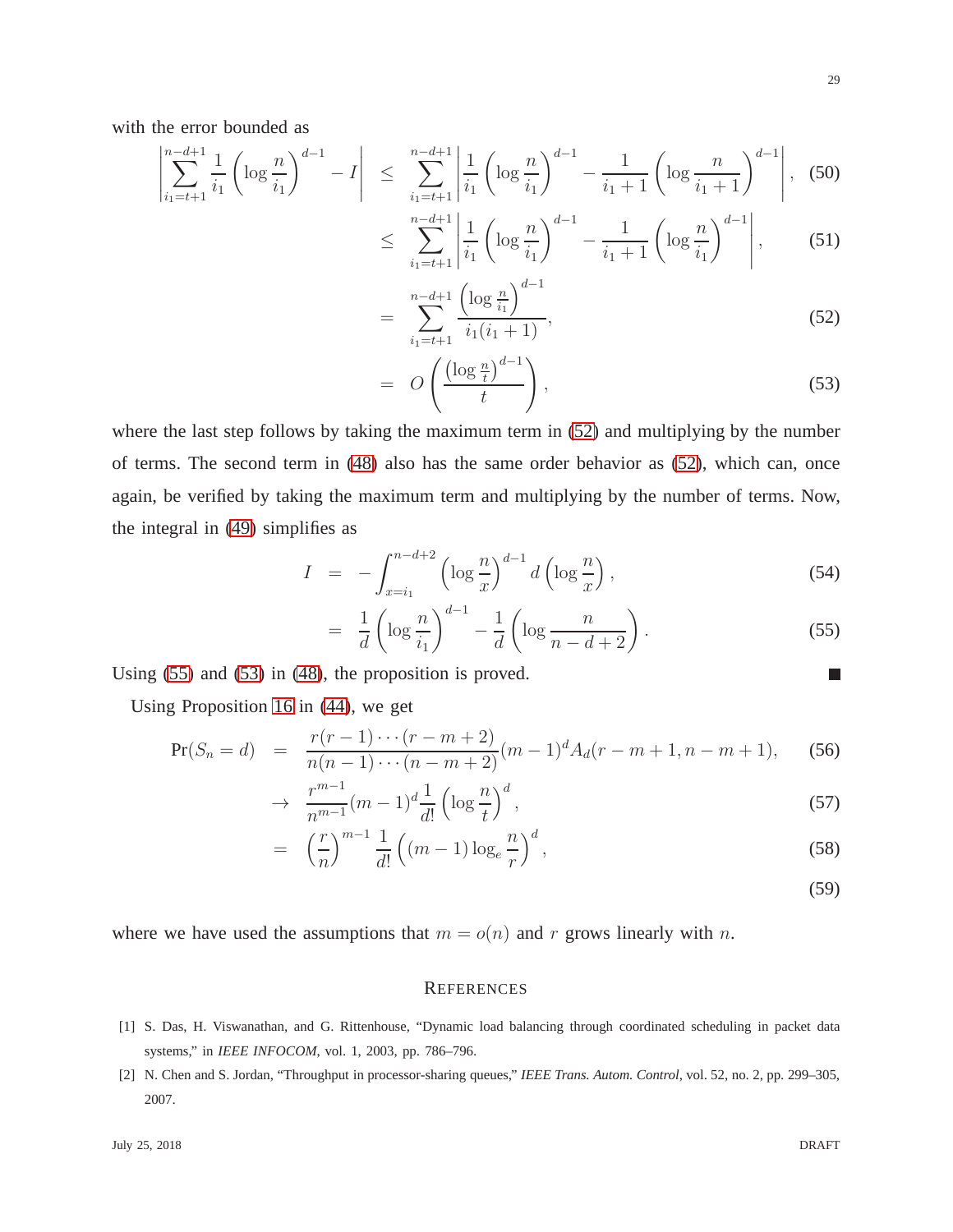with the error bounded as

$$
\begin{aligned}
\left| \sum_{i_1=t+1}^{n-d+1} \frac{1}{i_1} \left( \log \frac{n}{i_1} \right)^{d-1} - I \right| &\leq \sum_{i_1=t+1}^{n-d+1} \left| \frac{1}{i_1} \left( \log \frac{n}{i_1} \right)^{d-1} - \frac{1}{i_1+1} \left( \log \frac{n}{i_1+1} \right)^{d-1} \right|, \quad (50) \\
&\leq \sum_{i_1=t+1}^{n-d+1} \left| \frac{1}{i_1} \left( \log \frac{n}{i_1} \right)^{d-1} - \frac{1}{i_1+1} \left( \log \frac{n}{i_1} \right)^{d-1} \right|, \quad (51) \\
&= \sum_{i_1=t+1}^{n-d+1} \frac{\left( \log \frac{n}{i_1} \right)^{d-1}}{i_1(i_1+1)}, \quad (52) \\
&= O\left( \frac{\left( \log \frac{n}{t} \right)^{d-1}}{t} \right), \quad (53)
\end{aligned}
$$

where the last step follows by taking the maximum term in (52) and multiplying by the number of terms. The second term in (48) also has the same order behavior as (52), which can, once again, be verified by taking the maximum term and multiplying by the number of terms. Now, the integral in (49) simplifies as

$$
\begin{aligned}
I &= -\int_{x=i_1}^{n-d+2} \left( \log \frac{n}{x} \right)^{d-1} d \left( \log \frac{n}{x} \right), \quad (54) \\
&= \frac{1}{d} \left( \log \frac{n}{i_1} \right)^{d-1} - \frac{1}{d} \left( \log \frac{n}{n-d+2} \right). \quad (55)
\end{aligned}
$$

Using (55) and (53) in (48), the proposition is proved. ∎

Using Proposition 16 in (44), we get

$$
\begin{aligned}
\Pr(S_n = d) &= \frac{r(r-1)\cdots(r-m+2)}{n(n-1)\cdots(n-m+2)} (m-1)^d A_d(r-m+1, n-m+1), \quad (56) \\
&\to \frac{r^{m-1}}{n^{m-1}} (m-1)^d \frac{1}{d!} \left( \log \frac{n}{t} \right)^d, \quad (57) \\
&= \left( \frac{r}{n} \right)^{m-1} \frac{1}{d!} \left( (m-1) \log_e \frac{n}{r} \right)^d, \quad (58) \\
& \quad (59)
\end{aligned}
$$

where we have used the assumptions that $m = o(n)$ and $r$ grows linearly with $n$.

## References

[1] S. Das, H. Viswanathan, and G. Rittenhouse, "Dynamic load balancing through coordinated scheduling in packet data systems," in *IEEE INFOCOM*, vol. 1, 2003, pp. 786–796.

[2] N. Chen and S. Jordan, "Throughput in processor-sharing queues," *IEEE Trans. Autom. Control*, vol. 52, no. 2, pp. 299–305, 2007.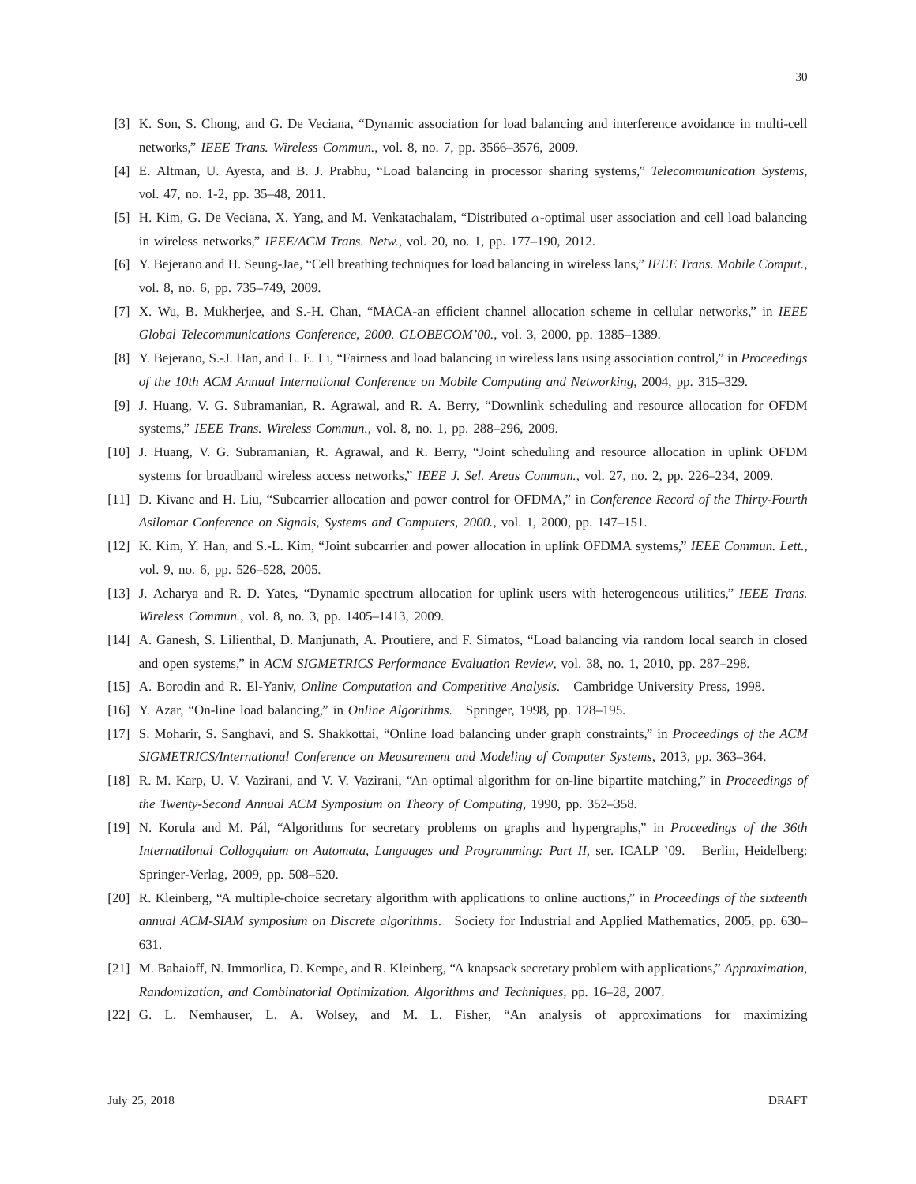[3] K. Son, S. Chong, and G. De Veciana, "Dynamic association for load balancing and interference avoidance in multi-cell networks," *IEEE Trans. Wireless Commun.*, vol. 8, no. 7, pp. 3566–3576, 2009.

[4] E. Altman, U. Ayesta, and B. J. Prabhu, "Load balancing in processor sharing systems," *Telecommunication Systems*, vol. 47, no. 1-2, pp. 35–48, 2011.

[5] H. Kim, G. De Veciana, X. Yang, and M. Venkatachalam, "Distributed $\alpha$-optimal user association and cell load balancing in wireless networks," *IEEE/ACM Trans. Netw.*, vol. 20, no. 1, pp. 177–190, 2012.

[6] Y. Bejerano and H. Seung-Jae, "Cell breathing techniques for load balancing in wireless lans," *IEEE Trans. Mobile Comput.*, vol. 8, no. 6, pp. 735–749, 2009.

[7] X. Wu, B. Mukherjee, and S.-H. Chan, "MACA-an efficient channel allocation scheme in cellular networks," in *IEEE Global Telecommunications Conference, 2000. GLOBECOM'00.*, vol. 3, 2000, pp. 1385–1389.

[8] Y. Bejerano, S.-J. Han, and L. E. Li, "Fairness and load balancing in wireless lans using association control," in *Proceedings of the 10th ACM Annual International Conference on Mobile Computing and Networking*, 2004, pp. 315–329.

[9] J. Huang, V. G. Subramanian, R. Agrawal, and R. A. Berry, "Downlink scheduling and resource allocation for OFDM systems," *IEEE Trans. Wireless Commun.*, vol. 8, no. 1, pp. 288–296, 2009.

[10] J. Huang, V. G. Subramanian, R. Agrawal, and R. Berry, "Joint scheduling and resource allocation in uplink OFDM systems for broadband wireless access networks," *IEEE J. Sel. Areas Commun.*, vol. 27, no. 2, pp. 226–234, 2009.

[11] D. Kivanc and H. Liu, "Subcarrier allocation and power control for OFDMA," in *Conference Record of the Thirty-Fourth Asilomar Conference on Signals, Systems and Computers, 2000.*, vol. 1, 2000, pp. 147–151.

[12] K. Kim, Y. Han, and S.-L. Kim, "Joint subcarrier and power allocation in uplink OFDMA systems," *IEEE Commun. Lett.*, vol. 9, no. 6, pp. 526–528, 2005.

[13] J. Acharya and R. D. Yates, "Dynamic spectrum allocation for uplink users with heterogeneous utilities," *IEEE Trans. Wireless Commun.*, vol. 8, no. 3, pp. 1405–1413, 2009.

[14] A. Ganesh, S. Lilienthal, D. Manjunath, A. Proutiere, and F. Simatos, "Load balancing via random local search in closed and open systems," in *ACM SIGMETRICS Performance Evaluation Review*, vol. 38, no. 1, 2010, pp. 287–298.

[15] A. Borodin and R. El-Yaniv, *Online Computation and Competitive Analysis*. Cambridge University Press, 1998.

[16] Y. Azar, "On-line load balancing," in *Online Algorithms*. Springer, 1998, pp. 178–195.

[17] S. Moharir, S. Sanghavi, and S. Shakkottai, "Online load balancing under graph constraints," in *Proceedings of the ACM SIGMETRICS/International Conference on Measurement and Modeling of Computer Systems*, 2013, pp. 363–364.

[18] R. M. Karp, U. V. Vazirani, and V. V. Vazirani, "An optimal algorithm for on-line bipartite matching," in *Proceedings of the Twenty-Second Annual ACM Symposium on Theory of Computing*, 1990, pp. 352–358.

[19] N. Korula and M. Pál, "Algorithms for secretary problems on graphs and hypergraphs," in *Proceedings of the 36th Internatilonal Collogquium on Automata, Languages and Programming: Part II*, ser. ICALP '09. Berlin, Heidelberg: Springer-Verlag, 2009, pp. 508–520.

[20] R. Kleinberg, "A multiple-choice secretary algorithm with applications to online auctions," in *Proceedings of the sixteenth annual ACM-SIAM symposium on Discrete algorithms*. Society for Industrial and Applied Mathematics, 2005, pp. 630–631.

[21] M. Babaioff, N. Immorlica, D. Kempe, and R. Kleinberg, "A knapsack secretary problem with applications," *Approximation, Randomization, and Combinatorial Optimization. Algorithms and Techniques*, pp. 16–28, 2007.

[22] G. L. Nemhauser, L. A. Wolsey, and M. L. Fisher, "An analysis of approximations for maximizing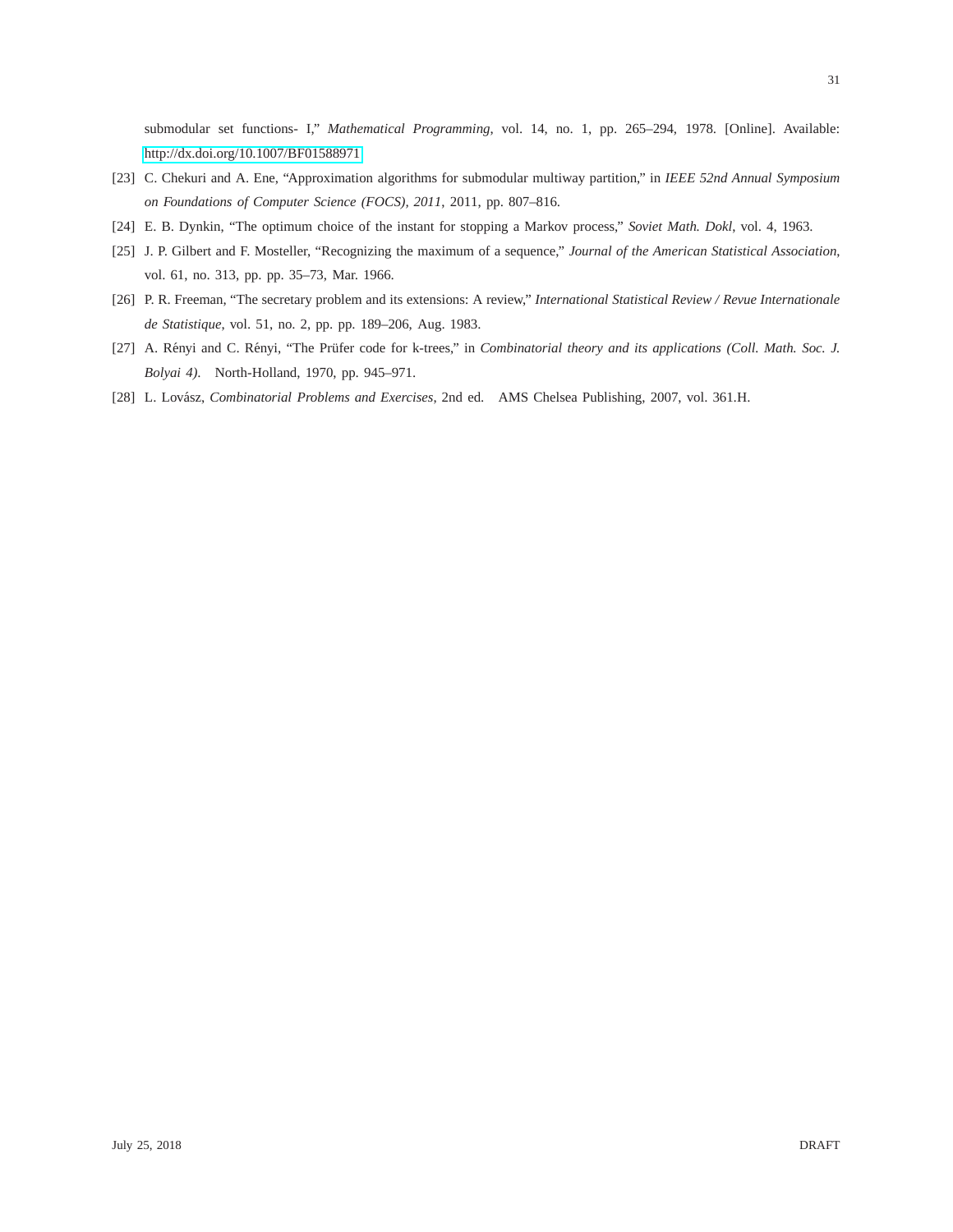submodular set functions- I," *Mathematical Programming*, vol. 14, no. 1, pp. 265–294, 1978. [Online]. Available: http://dx.doi.org/10.1007/BF01588971

[23] C. Chekuri and A. Ene, "Approximation algorithms for submodular multiway partition," in *IEEE 52nd Annual Symposium on Foundations of Computer Science (FOCS), 2011*, 2011, pp. 807–816.

[24] E. B. Dynkin, "The optimum choice of the instant for stopping a Markov process," *Soviet Math. Dokl*, vol. 4, 1963.

[25] J. P. Gilbert and F. Mosteller, "Recognizing the maximum of a sequence," *Journal of the American Statistical Association*, vol. 61, no. 313, pp. pp. 35–73, Mar. 1966.

[26] P. R. Freeman, "The secretary problem and its extensions: A review," *International Statistical Review / Revue Internationale de Statistique*, vol. 51, no. 2, pp. pp. 189–206, Aug. 1983.

[27] A. Rényi and C. Rényi, "The Prüfer code for k-trees," in *Combinatorial theory and its applications (Coll. Math. Soc. J. Bolyai 4)*. North-Holland, 1970, pp. 945–971.

[28] L. Lovász, *Combinatorial Problems and Exercises*, 2nd ed. AMS Chelsea Publishing, 2007, vol. 361.H.